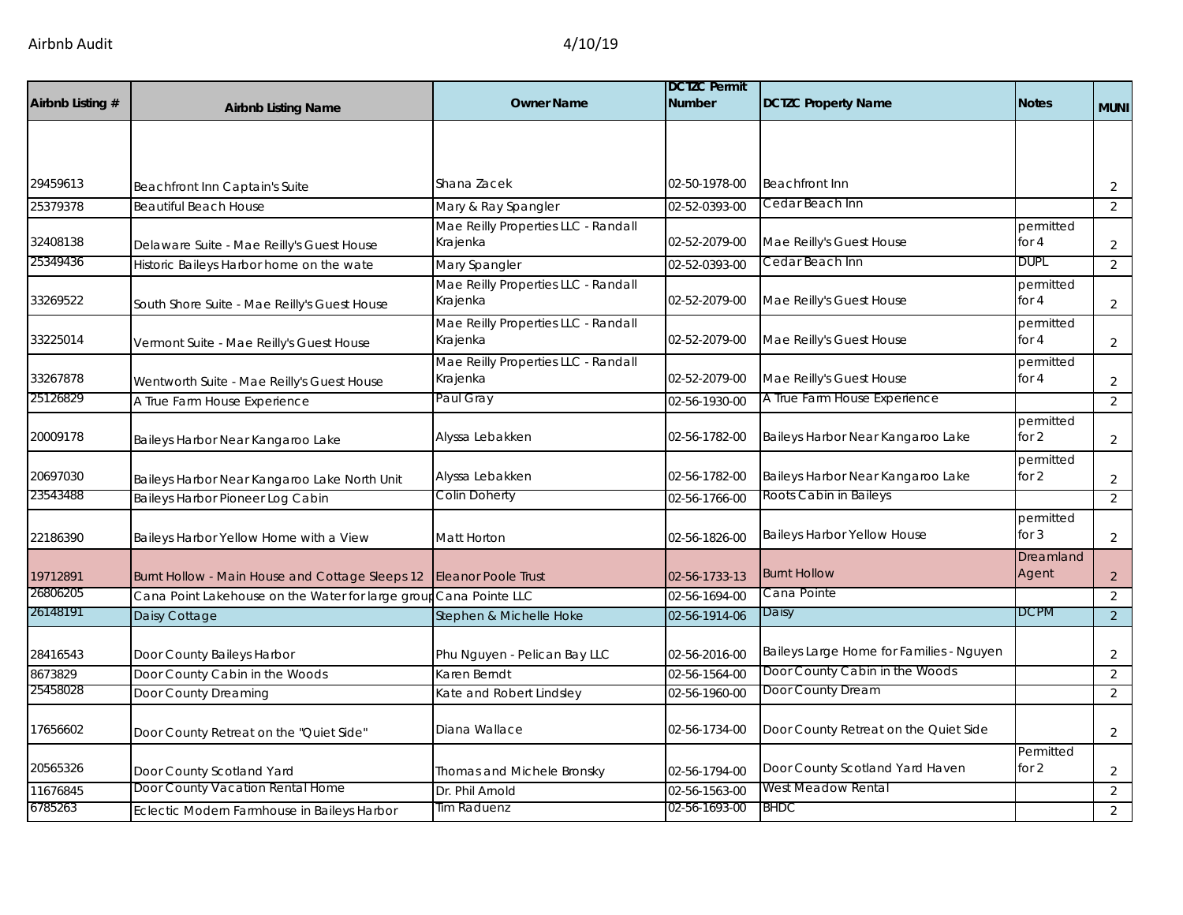Airbnb Audit 4/10/19

| Airbnb Listing # | Airbnb Listing Name | Owner Name | DCTZC Permit Number | DCTZC Property Name | Notes | MUNI |
|---|---|---|---|---|---|---|
| 29459613 | Beachfront Inn Captain's Suite | Shana Zacek | 02-50-1978-00 | Beachfront Inn | | 2 |
| 25379378 | Beautiful Beach House | Mary & Ray Spangler | 02-52-0393-00 | Cedar Beach Inn | | 2 |
| 32408138 | Delaware Suite - Mae Reilly's Guest House | Mae Reilly Properties LLC - Randall Krajenka | 02-52-2079-00 | Mae Reilly's Guest House | permitted for 4 | 2 |
| 25349436 | Historic Baileys Harbor home on the wate | Mary Spangler | 02-52-0393-00 | Cedar Beach Inn | DUPL | 2 |
| 33269522 | South Shore Suite - Mae Reilly's Guest House | Mae Reilly Properties LLC - Randall Krajenka | 02-52-2079-00 | Mae Reilly's Guest House | permitted for 4 | 2 |
| 33225014 | Vermont Suite - Mae Reilly's Guest House | Mae Reilly Properties LLC - Randall Krajenka | 02-52-2079-00 | Mae Reilly's Guest House | permitted for 4 | 2 |
| 33267878 | Wentworth Suite - Mae Reilly's Guest House | Mae Reilly Properties LLC - Randall Krajenka | 02-52-2079-00 | Mae Reilly's Guest House | permitted for 4 | 2 |
| 25126829 | A True Farm House Experience | Paul Gray | 02-56-1930-00 | A True Farm House Experience | | 2 |
| 20009178 | Baileys Harbor Near Kangaroo Lake | Alyssa Lebakken | 02-56-1782-00 | Baileys Harbor Near Kangaroo Lake | permitted for 2 | 2 |
| 20697030 | Baileys Harbor Near Kangaroo Lake North Unit | Alyssa Lebakken | 02-56-1782-00 | Baileys Harbor Near Kangaroo Lake | permitted for 2 | 2 |
| 23543488 | Baileys Harbor Pioneer Log Cabin | Colin Doherty | 02-56-1766-00 | Roots Cabin in Baileys | | 2 |
| 22186390 | Baileys Harbor Yellow Home with a View | Matt Horton | 02-56-1826-00 | Baileys Harbor Yellow House | permitted for 3 | 2 |
| 19712891 | Burnt Hollow - Main House and Cottage Sleeps 12 | Eleanor Poole Trust | 02-56-1733-13 | Burnt Hollow | Dreamland Agent | 2 |
| 26806205 | Cana Point Lakehouse on the Water for large group | Cana Pointe LLC | 02-56-1694-00 | Cana Pointe | | 2 |
| 26148191 | Daisy Cottage | Stephen & Michelle Hoke | 02-56-1914-06 | Daisy | DCPM | 2 |
| 28416543 | Door County Baileys Harbor | Phu Nguyen - Pelican Bay LLC | 02-56-2016-00 | Baileys Large Home for Families - Nguyen | | 2 |
| 8673829 | Door County Cabin in the Woods | Karen Berndt | 02-56-1564-00 | Door County Cabin in the Woods | | 2 |
| 25458028 | Door County Dreaming | Kate and Robert Lindsley | 02-56-1960-00 | Door County Dream | | 2 |
| 17656602 | Door County Retreat on the "Quiet Side" | Diana Wallace | 02-56-1734-00 | Door County Retreat on the Quiet Side | | 2 |
| 20565326 | Door County Scotland Yard | Thomas and Michele Bronsky | 02-56-1794-00 | Door County Scotland Yard Haven | Permitted for 2 | 2 |
| 11676845 | Door County Vacation Rental Home | Dr. Phil Arnold | 02-56-1563-00 | West Meadow Rental | | 2 |
| 6785263 | Eclectic Modern Farmhouse in Baileys Harbor | Tim Raduenz | 02-56-1693-00 | BHDC | | 2 |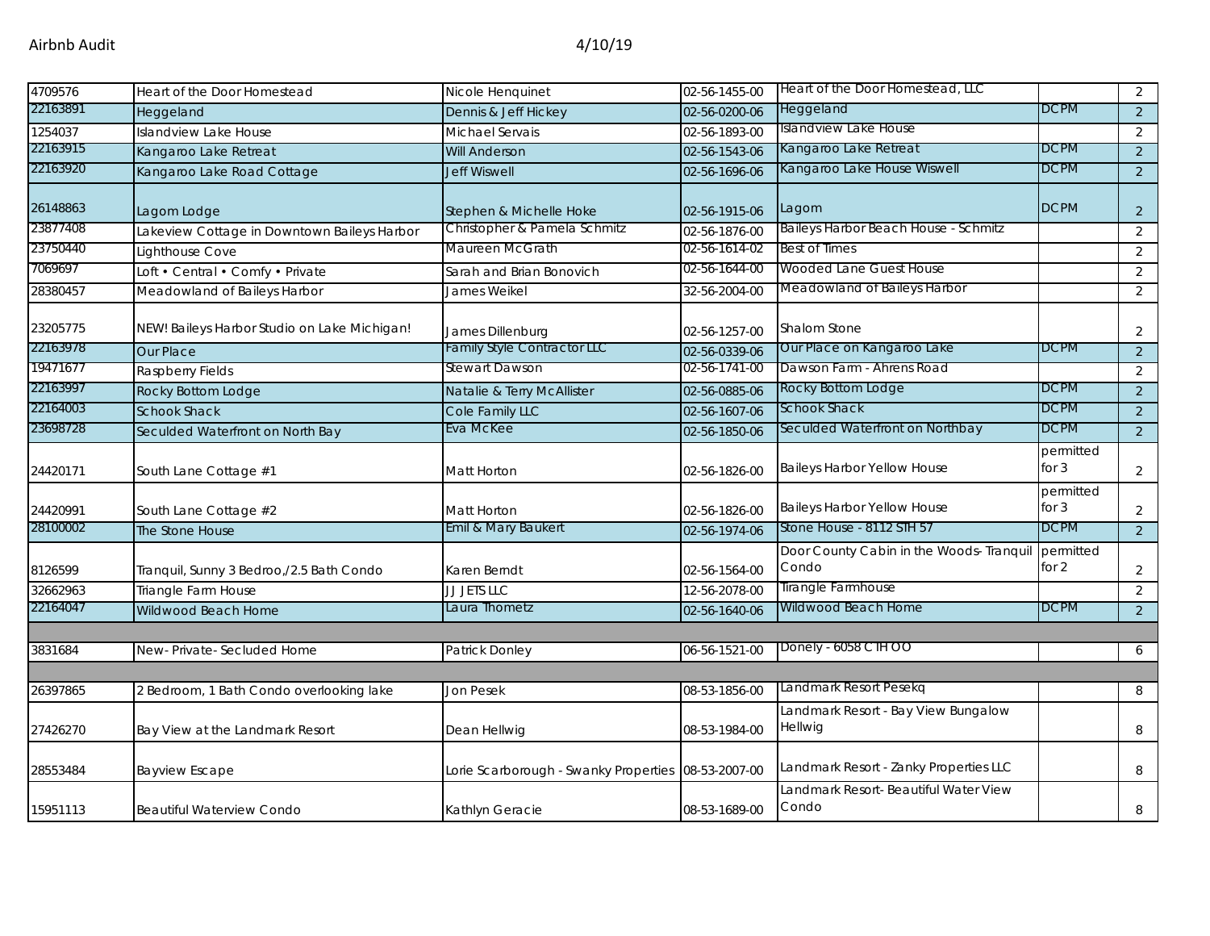| | | | | | | |
|---|---|---|---|---|---|---|
| 4709576 | Heart of the Door Homestead | Nicole Henquinet | 02-56-1455-00 | Heart of the Door Homestead, LLC | | 2 |
| 22163891 | Heggeland | Dennis & Jeff Hickey | 02-56-0200-06 | Heggeland | DCPM | 2 |
| 1254037 | Islandview Lake House | Michael Servais | 02-56-1893-00 | Islandview Lake House | | 2 |
| 22163915 | Kangaroo Lake Retreat | Will Anderson | 02-56-1543-06 | Kangaroo Lake Retreat | DCPM | 2 |
| 22163920 | Kangaroo Lake Road Cottage | Jeff Wiswell | 02-56-1696-06 | Kangaroo Lake House Wiswell | DCPM | 2 |
| 26148863 | Lagom Lodge | Stephen & Michelle Hoke | 02-56-1915-06 | Lagom | DCPM | 2 |
| 23877408 | Lakeview Cottage in Downtown Baileys Harbor | Christopher & Pamela Schmitz | 02-56-1876-00 | Baileys Harbor Beach House - Schmitz | | 2 |
| 23750440 | Lighthouse Cove | Maureen McGrath | 02-56-1614-02 | Best of Times | | 2 |
| 7069697 | Loft • Central • Comfy • Private | Sarah and Brian Bonovich | 02-56-1644-00 | Wooded Lane Guest House | | 2 |
| 28380457 | Meadowland of Baileys Harbor | James Weikel | 32-56-2004-00 | Meadowland of Baileys Harbor | | 2 |
| 23205775 | NEW! Baileys Harbor Studio on Lake Michigan! | James Dillenburg | 02-56-1257-00 | Shalom Stone | | 2 |
| 22163978 | Our Place | Family Style Contractor LLC | 02-56-0339-06 | Our Place on Kangaroo Lake | DCPM | 2 |
| 19471677 | Raspberry Fields | Stewart Dawson | 02-56-1741-00 | Dawson Farm - Ahrens Road | | 2 |
| 22163997 | Rocky Bottom Lodge | Natalie & Terry McAllister | 02-56-0885-06 | Rocky Bottom Lodge | DCPM | 2 |
| 22164003 | Schook Shack | Cole Family LLC | 02-56-1607-06 | Schook Shack | DCPM | 2 |
| 23698728 | Seculded Waterfront on North Bay | Eva McKee | 02-56-1850-06 | Seculded Waterfront on Northbay | DCPM | 2 |
| 24420171 | South Lane Cottage #1 | Matt Horton | 02-56-1826-00 | Baileys Harbor Yellow House | permitted for 3 | 2 |
| 24420991 | South Lane Cottage #2 | Matt Horton | 02-56-1826-00 | Baileys Harbor Yellow House | permitted for 3 | 2 |
| 28100002 | The Stone House | Emil & Mary Baukert | 02-56-1974-06 | Stone House - 8112 STH 57 | DCPM | 2 |
| 8126599 | Tranquil, Sunny 3 Bedroo,/2.5 Bath Condo | Karen Berndt | 02-56-1564-00 | Door County Cabin in the Woods- Tranquil Condo | permitted for 2 | 2 |
| 32662963 | Triangle Farm House | JJ JETS LLC | 12-56-2078-00 | Tirangle Farmhouse | | 2 |
| 22164047 | Wildwood Beach Home | Laura Thometz | 02-56-1640-06 | Wildwood Beach Home | DCPM | 2 |
| | | | | | | |
| 3831684 | New- Private- Secluded Home | Patrick Donley | 06-56-1521-00 | Donely - 6058 CTH OO | | 6 |
| | | | | | | |
| 26397865 | 2 Bedroom, 1 Bath Condo overlooking lake | Jon Pesek | 08-53-1856-00 | Landmark Resort Pesekq | | 8 |
| 27426270 | Bay View at the Landmark Resort | Dean Hellwig | 08-53-1984-00 | Landmark Resort - Bay View Bungalow Hellwig | | 8 |
| 28553484 | Bayview Escape | Lorie Scarborough - Swanky Properties | 08-53-2007-00 | Landmark Resort - Zanky Properties LLC | | 8 |
| 15951113 | Beautiful Waterview Condo | Kathlyn Geracie | 08-53-1689-00 | Landmark Resort- Beautiful Water View Condo | | 8 |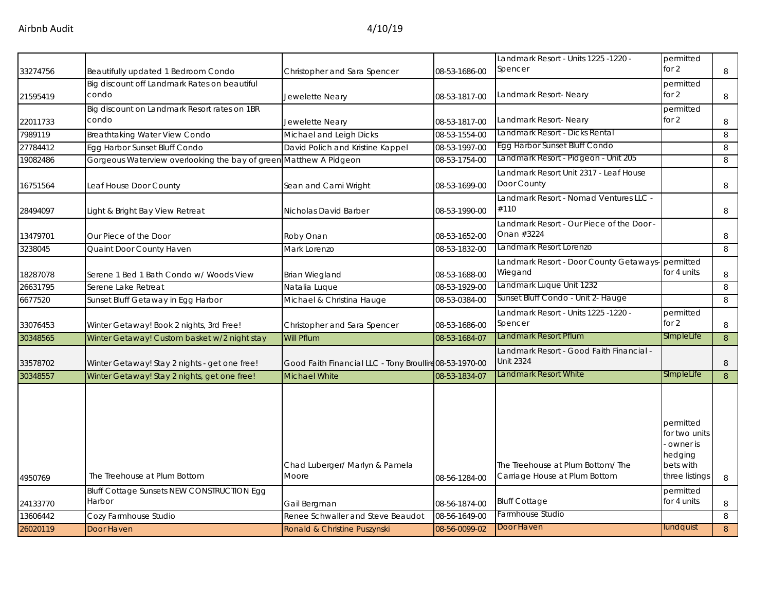| | | | | | | |
|---|---|---|---|---|---|---|
| 33274756 | Beautifully updated 1 Bedroom Condo | Christopher and Sara Spencer | 08-53-1686-00 | Landmark Resort - Units 1225 -1220 - Spencer | permitted for 2 | 8 |
| 21595419 | Big discount off Landmark Rates on beautiful condo | Jewelette Neary | 08-53-1817-00 | Landmark Resort- Neary | permitted for 2 | 8 |
| 22011733 | Big discount on Landmark Resort rates on 1BR condo | Jewelette Neary | 08-53-1817-00 | Landmark Resort- Neary | permitted for 2 | 8 |
| 7989119 | Breathtaking Water View Condo | Michael and Leigh Dicks | 08-53-1554-00 | Landmark Resort - Dicks Rental | | 8 |
| 27784412 | Egg Harbor Sunset Bluff Condo | David Polich and Kristine Kappel | 08-53-1997-00 | Egg Harbor Sunset Bluff Condo | | 8 |
| 19082486 | Gorgeous Waterview overlooking the bay of green | Matthew A Pidgeon | 08-53-1754-00 | Landmark Resort - Pidgeon - Unit 205 | | 8 |
| 16751564 | Leaf House Door County | Sean and Cami Wright | 08-53-1699-00 | Landmark Resort Unit 2317 - Leaf House Door County | | 8 |
| 28494097 | Light & Bright Bay View Retreat | Nicholas David Barber | 08-53-1990-00 | Landmark Resort - Nomad Ventures LLC - #110 | | 8 |
| 13479701 | Our Piece of the Door | Roby Onan | 08-53-1652-00 | Landmark Resort - Our Piece of the Door - Onan #3224 | | 8 |
| 3238045 | Quaint Door County Haven | Mark Lorenzo | 08-53-1832-00 | Landmark Resort Lorenzo | | 8 |
| 18287078 | Serene 1 Bed 1 Bath Condo w/ Woods View | Brian Wiegland | 08-53-1688-00 | Landmark Resort - Door County Getaways- Wiegand | permitted for 4 units | 8 |
| 26631795 | Serene Lake Retreat | Natalia Luque | 08-53-1929-00 | Landmark Luque Unit 1232 | | 8 |
| 6677520 | Sunset Bluff Getaway in Egg Harbor | Michael & Christina Hauge | 08-53-0384-00 | Sunset Bluff Condo - Unit 2- Hauge | | 8 |
| 33076453 | Winter Getaway! Book 2 nights, 3rd Free! | Christopher and Sara Spencer | 08-53-1686-00 | Landmark Resort - Units 1225 -1220 - Spencer | permitted for 2 | 8 |
| 30348565 | Winter Getaway! Custom basket w/2 night stay | Will Pflum | 08-53-1684-07 | Landmark Resort Pflum | SImpleLife | 8 |
| 33578702 | Winter Getaway! Stay 2 nights - get one free! | Good Faith Financial LLC - Tony Broullire | 08-53-1970-00 | Landmark Resort - Good Faith Financial - Unit 2324 | | 8 |
| 30348557 | Winter Getaway! Stay 2 nights, get one free! | Michael White | 08-53-1834-07 | Landmark Resort White | SImpleLife | 8 |
| 4950769 | The Treehouse at Plum Bottom | Chad Luberger/ Marlyn & Pamela Moore | 08-56-1284-00 | The Treehouse at Plum Bottom/ The Carriage House at Plum Bottom | permitted for two units - owner is hedging bets with three listings | 8 |
| 24133770 | Bluff Cottage Sunsets NEW CONSTRUCTION Egg Harbor | Gail Bergman | 08-56-1874-00 | Bluff Cottage | permitted for 4 units | 8 |
| 13606442 | Cozy Farmhouse Studio | Renee Schwaller and Steve Beaudot | 08-56-1649-00 | Farmhouse Studio | | 8 |
| 26020119 | Door Haven | Ronald & Christine Puszynski | 08-56-0099-02 | Door Haven | lundquist | 8 |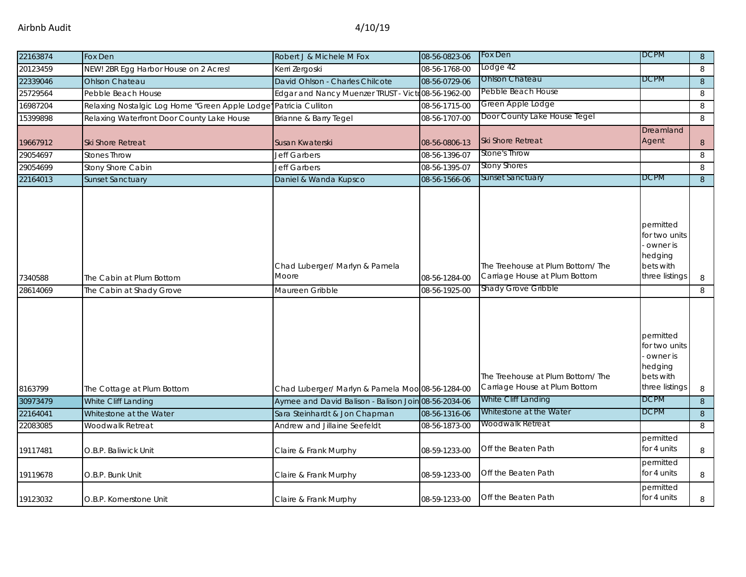| | | | | | | |
|---|---|---|---|---|---|---|
| 22163874 | Fox Den | Robert J & Michele M Fox | 08-56-0823-06 | Fox Den | DCPM | 8 |
| 20123459 | NEW! 2BR Egg Harbor House on 2 Acres! | Kerri Zergoski | 08-56-1768-00 | Lodge 42 | | 8 |
| 22339046 | Ohlson Chateau | David Ohlson - Charles Chilcote | 08-56-0729-06 | Ohlson Chateau | DCPM | 8 |
| 25729564 | Pebble Beach House | Edgar and Nancy Muenzer TRUST - Victo | 08-56-1962-00 | Pebble Beach House | | 8 |
| 16987204 | Relaxing Nostalgic Log Home "Green Apple Lodge" | Patricia Culliton | 08-56-1715-00 | Green Apple Lodge | | 8 |
| 15399898 | Relaxing Waterfront Door County Lake House | Brianne & Barry Tegel | 08-56-1707-00 | Door County Lake House Tegel | | 8 |
| 19667912 | Ski Shore Retreat | Susan Kwaterski | 08-56-0806-13 | Ski Shore Retreat | Dreamland Agent | 8 |
| 29054697 | Stones Throw | Jeff Garbers | 08-56-1396-07 | Stone's Throw | | 8 |
| 29054699 | Stony Shore Cabin | Jeff Garbers | 08-56-1395-07 | Stony Shores | | 8 |
| 22164013 | Sunset Sanctuary | Daniel & Wanda Kupsco | 08-56-1566-06 | Sunset Sanctuary | DCPM | 8 |
| 7340588 | The Cabin at Plum Bottom | Chad Luberger/ Marlyn & Pamela Moore | 08-56-1284-00 | The Treehouse at Plum Bottom/ The Carriage House at Plum Bottom | permitted for two units - owner is hedging bets with three listings | 8 |
| 28614069 | The Cabin at Shady Grove | Maureen Gribble | 08-56-1925-00 | Shady Grove Gribble | | 8 |
| 8163799 | The Cottage at Plum Bottom | Chad Luberger/ Marlyn & Pamela Moo | 08-56-1284-00 | The Treehouse at Plum Bottom/ The Carriage House at Plum Bottom | permitted for two units - owner is hedging bets with three listings | 8 |
| 30973479 | White Cliff Landing | Aymee and David Balison - Balison Join | 08-56-2034-06 | White Cliff Landing | DCPM | 8 |
| 22164041 | Whitestone at the Water | Sara Steinhardt & Jon Chapman | 08-56-1316-06 | Whitestone at the Water | DCPM | 8 |
| 22083085 | Woodwalk Retreat | Andrew and Jillaine Seefeldt | 08-56-1873-00 | Woodwalk Retreat | | 8 |
| 19117481 | O.B.P. Baliwick Unit | Claire & Frank Murphy | 08-59-1233-00 | Off the Beaten Path | permitted for 4 units | 8 |
| 19119678 | O.B.P. Bunk Unit | Claire & Frank Murphy | 08-59-1233-00 | Off the Beaten Path | permitted for 4 units | 8 |
| 19123032 | O.B.P. Kornerstone Unit | Claire & Frank Murphy | 08-59-1233-00 | Off the Beaten Path | permitted for 4 units | 8 |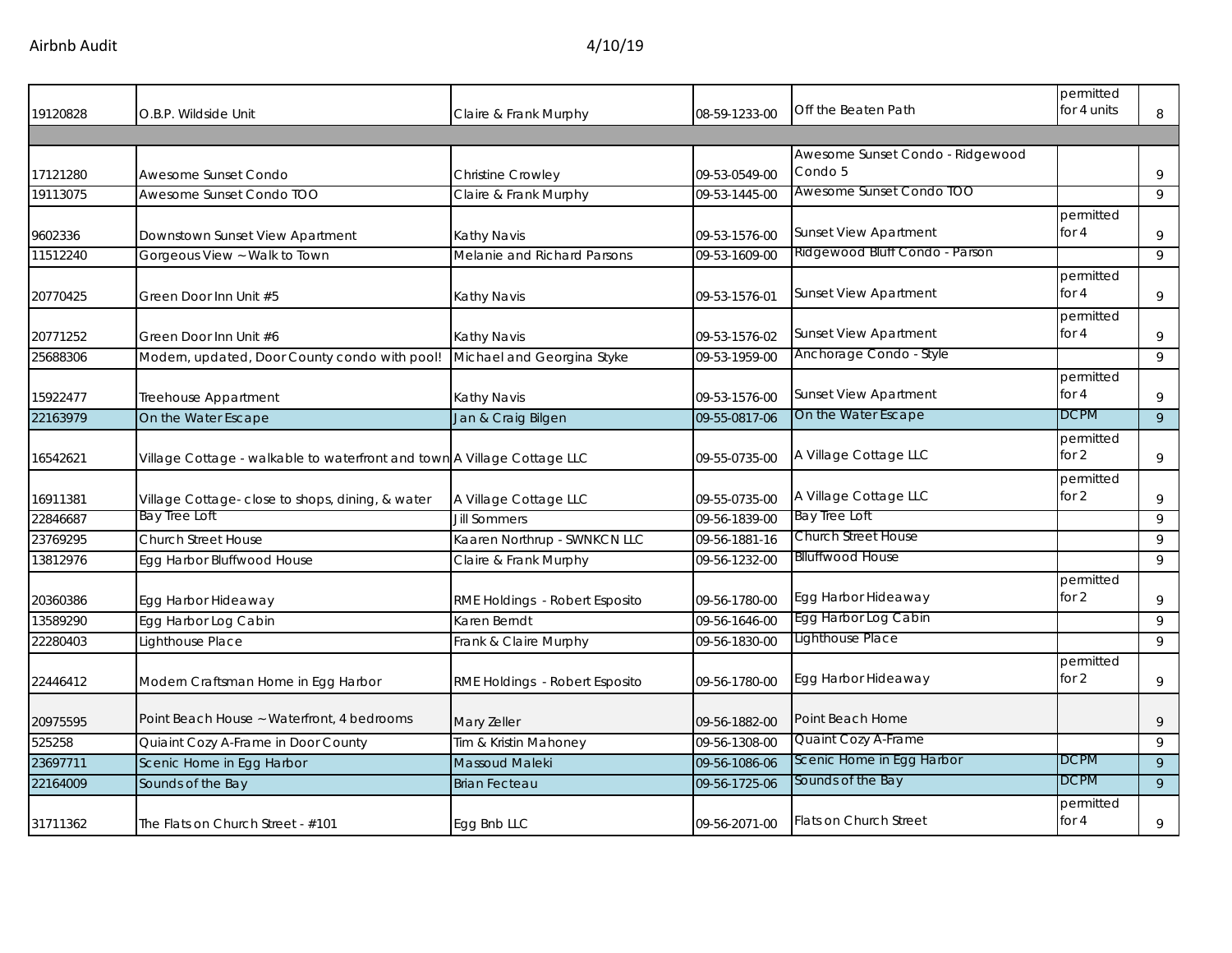Airbnb Audit 4/10/19

| | | | | | | |
|---|---|---|---|---|---|---|
| 19120828 | O.B.P. Wildside Unit | Claire & Frank Murphy | 08-59-1233-00 | Off the Beaten Path | permitted for 4 units | 8 |
| | | | | | | |
| 17121280 | Awesome Sunset Condo | Christine Crowley | 09-53-0549-00 | Awesome Sunset Condo - Ridgewood Condo 5 | | 9 |
| 19113075 | Awesome Sunset Condo TOO | Claire & Frank Murphy | 09-53-1445-00 | Awesome Sunset Condo TOO | | 9 |
| 9602336 | Downtown Sunset View Apartment | Kathy Navis | 09-53-1576-00 | Sunset View Apartment | permitted for 4 | 9 |
| 11512240 | Gorgeous View ~ Walk to Town | Melanie and Richard Parsons | 09-53-1609-00 | Ridgewood Bluff Condo - Parson | | 9 |
| 20770425 | Green Door Inn Unit #5 | Kathy Navis | 09-53-1576-01 | Sunset View Apartment | permitted for 4 | 9 |
| 20771252 | Green Door Inn Unit #6 | Kathy Navis | 09-53-1576-02 | Sunset View Apartment | permitted for 4 | 9 |
| 25688306 | Modern, updated, Door County condo with pool! | Michael and Georgina Styke | 09-53-1959-00 | Anchorage Condo - Style | | 9 |
| 15922477 | Treehouse Appartment | Kathy Navis | 09-53-1576-00 | Sunset View Apartment | permitted for 4 | 9 |
| 22163979 | On the Water Escape | Jan & Craig Bilgen | 09-55-0817-06 | On the Water Escape | DCPM | 9 |
| 16542621 | Village Cottage - walkable to waterfront and town | A Village Cottage LLC | 09-55-0735-00 | A Village Cottage LLC | permitted for 2 | 9 |
| 16911381 | Village Cottage- close to shops, dining, & water | A Village Cottage LLC | 09-55-0735-00 | A Village Cottage LLC | permitted for 2 | 9 |
| 22846687 | Bay Tree Loft | Jill Sommers | 09-56-1839-00 | Bay Tree Loft | | 9 |
| 23769295 | Church Street House | Kaaren Northrup - SWNKCN LLC | 09-56-1881-16 | Church Street House | | 9 |
| 13812976 | Egg Harbor Bluffwood House | Claire & Frank Murphy | 09-56-1232-00 | Blluffwood House | | 9 |
| 20360386 | Egg Harbor Hideaway | RME Holdings - Robert Esposito | 09-56-1780-00 | Egg Harbor Hideaway | permitted for 2 | 9 |
| 13589290 | Egg Harbor Log Cabin | Karen Berndt | 09-56-1646-00 | Egg Harbor Log Cabin | | 9 |
| 22280403 | Lighthouse Place | Frank & Claire Murphy | 09-56-1830-00 | Lighthouse Place | | 9 |
| 22446412 | Modern Craftsman Home in Egg Harbor | RME Holdings - Robert Esposito | 09-56-1780-00 | Egg Harbor Hideaway | permitted for 2 | 9 |
| 20975595 | Point Beach House ~ Waterfront, 4 bedrooms | Mary Zeller | 09-56-1882-00 | Point Beach Home | | 9 |
| 525258 | Quiaint Cozy A-Frame in Door County | Tim & Kristin Mahoney | 09-56-1308-00 | Quaint Cozy A-Frame | | 9 |
| 23697711 | Scenic Home in Egg Harbor | Massoud Maleki | 09-56-1086-06 | Scenic Home in Egg Harbor | DCPM | 9 |
| 22164009 | Sounds of the Bay | Brian Fecteau | 09-56-1725-06 | Sounds of the Bay | DCPM | 9 |
| 31711362 | The Flats on Church Street - #101 | Egg Bnb LLC | 09-56-2071-00 | Flats on Church Street | permitted for 4 | 9 |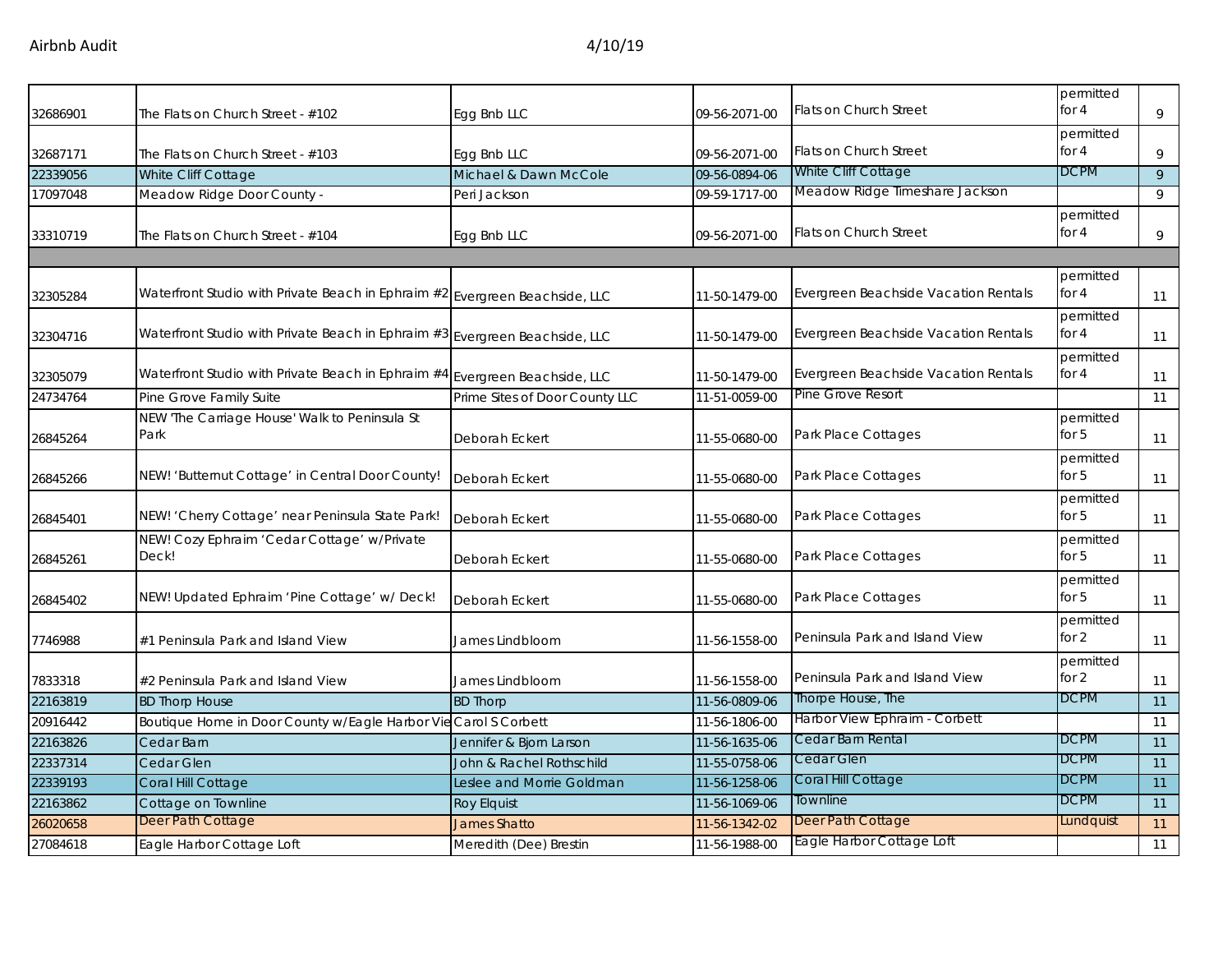| | | | | | | |
|---|---|---|---|---|---|---|
| 32686901 | The Flats on Church Street - #102 | Egg Bnb LLC | 09-56-2071-00 | Flats on Church Street | permitted for 4 | 9 |
| 32687171 | The Flats on Church Street - #103 | Egg Bnb LLC | 09-56-2071-00 | Flats on Church Street | permitted for 4 | 9 |
| 22339056 | White Cliff Cottage | Michael & Dawn McCole | 09-56-0894-06 | White Cliff Cottage | DCPM | 9 |
| 17097048 | Meadow Ridge Door County - | Peri Jackson | 09-59-1717-00 | Meadow Ridge Timeshare Jackson | | 9 |
| 33310719 | The Flats on Church Street - #104 | Egg Bnb LLC | 09-56-2071-00 | Flats on Church Street | permitted for 4 | 9 |
| | | | | | | |
| 32305284 | Waterfront Studio with Private Beach in Ephraim #2 | Evergreen Beachside, LLC | 11-50-1479-00 | Evergreen Beachside Vacation Rentals | permitted for 4 | 11 |
| 32304716 | Waterfront Studio with Private Beach in Ephraim #3 | Evergreen Beachside, LLC | 11-50-1479-00 | Evergreen Beachside Vacation Rentals | permitted for 4 | 11 |
| 32305079 | Waterfront Studio with Private Beach in Ephraim #4 | Evergreen Beachside, LLC | 11-50-1479-00 | Evergreen Beachside Vacation Rentals | permitted for 4 | 11 |
| 24734764 | Pine Grove Family Suite | Prime Sites of Door County LLC | 11-51-0059-00 | Pine Grove Resort | | 11 |
| 26845264 | NEW 'The Carriage House' Walk to Peninsula St Park | Deborah Eckert | 11-55-0680-00 | Park Place Cottages | permitted for 5 | 11 |
| 26845266 | NEW! 'Butternut Cottage' in Central Door County! | Deborah Eckert | 11-55-0680-00 | Park Place Cottages | permitted for 5 | 11 |
| 26845401 | NEW! 'Cherry Cottage' near Peninsula State Park! | Deborah Eckert | 11-55-0680-00 | Park Place Cottages | permitted for 5 | 11 |
| 26845261 | NEW! Cozy Ephraim 'Cedar Cottage' w/Private Deck! | Deborah Eckert | 11-55-0680-00 | Park Place Cottages | permitted for 5 | 11 |
| 26845402 | NEW! Updated Ephraim 'Pine Cottage' w/ Deck! | Deborah Eckert | 11-55-0680-00 | Park Place Cottages | permitted for 5 | 11 |
| 7746988 | #1 Peninsula Park and Island View | James Lindbloom | 11-56-1558-00 | Peninsula Park and Island View | permitted for 2 | 11 |
| 7833318 | #2 Peninsula Park and Island View | James Lindbloom | 11-56-1558-00 | Peninsula Park and Island View | permitted for 2 | 11 |
| 22163819 | BD Thorp House | BD Thorp | 11-56-0809-06 | Thorpe House, The | DCPM | 11 |
| 20916442 | Boutique Home in Door County w/Eagle Harbor Vie | Carol S Corbett | 11-56-1806-00 | Harbor View Ephraim - Corbett | | 11 |
| 22163826 | Cedar Barn | Jennifer & Bjorn Larson | 11-56-1635-06 | Cedar Barn Rental | DCPM | 11 |
| 22337314 | Cedar Glen | John & Rachel Rothschild | 11-55-0758-06 | Cedar Glen | DCPM | 11 |
| 22339193 | Coral Hill Cottage | Leslee and Morrie Goldman | 11-56-1258-06 | Coral Hill Cottage | DCPM | 11 |
| 22163862 | Cottage on Townline | Roy Elquist | 11-56-1069-06 | Townline | DCPM | 11 |
| 26020658 | Deer Path Cottage | James Shatto | 11-56-1342-02 | Deer Path Cottage | Lundquist | 11 |
| 27084618 | Eagle Harbor Cottage Loft | Meredith (Dee) Brestin | 11-56-1988-00 | Eagle Harbor Cottage Loft | | 11 |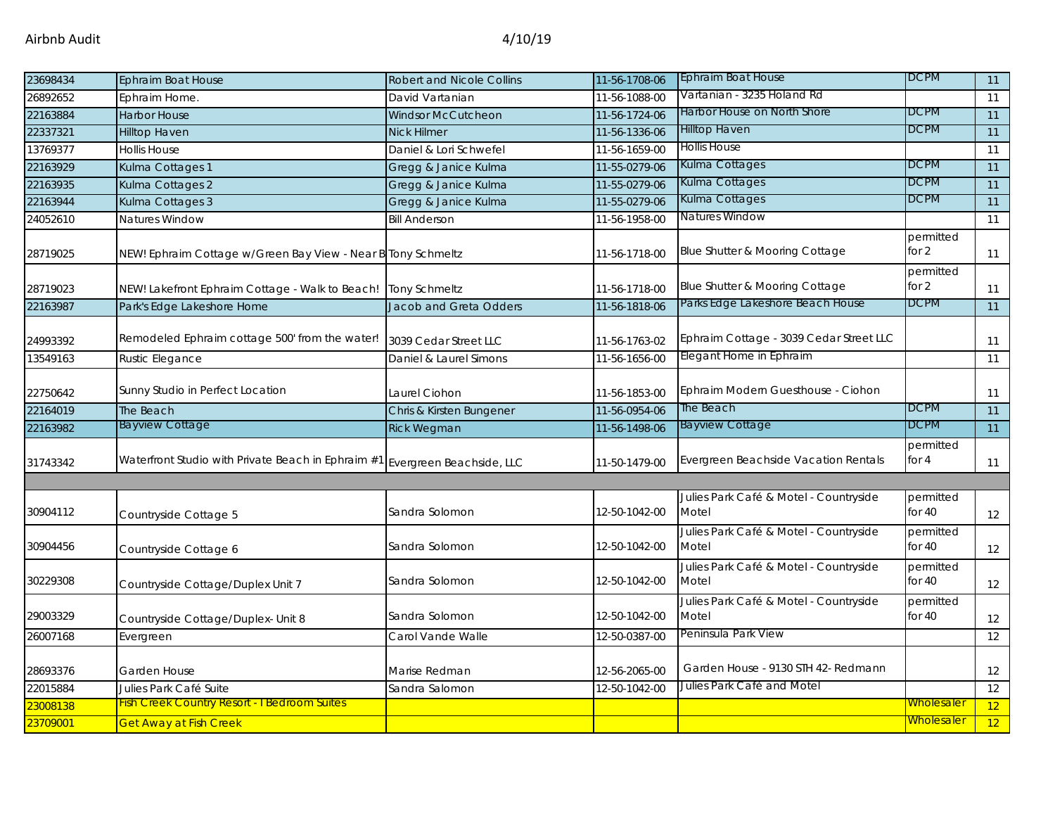| | | | | | | |
|---|---|---|---|---|---|---|
| 23698434 | Ephraim Boat House | Robert and Nicole Collins | 11-56-1708-06 | Ephraim Boat House | DCPM | 11 |
| 26892652 | Ephraim Home. | David Vartanian | 11-56-1088-00 | Vartanian - 3235 Holand Rd | | 11 |
| 22163884 | Harbor House | Windsor McCutcheon | 11-56-1724-06 | Harbor House on North Shore | DCPM | 11 |
| 22337321 | Hilltop Haven | Nick Hilmer | 11-56-1336-06 | Hilltop Haven | DCPM | 11 |
| 13769377 | Hollis House | Daniel & Lori Schwefel | 11-56-1659-00 | Hollis House | | 11 |
| 22163929 | Kulma Cottages 1 | Gregg & Janice Kulma | 11-55-0279-06 | Kulma Cottages | DCPM | 11 |
| 22163935 | Kulma Cottages 2 | Gregg & Janice Kulma | 11-55-0279-06 | Kulma Cottages | DCPM | 11 |
| 22163944 | Kulma Cottages 3 | Gregg & Janice Kulma | 11-55-0279-06 | Kulma Cottages | DCPM | 11 |
| 24052610 | Natures Window | Bill Anderson | 11-56-1958-00 | Natures Window | | 11 |
| 28719025 | NEW! Ephraim Cottage w/Green Bay View - Near B | Tony Schmeltz | 11-56-1718-00 | Blue Shutter & Mooring Cottage | permitted for 2 | 11 |
| 28719023 | NEW! Lakefront Ephraim Cottage - Walk to Beach! | Tony Schmeltz | 11-56-1718-00 | Blue Shutter & Mooring Cottage | permitted for 2 | 11 |
| 22163987 | Park's Edge Lakeshore Home | Jacob and Greta Odders | 11-56-1818-06 | Parks Edge Lakeshore Beach House | DCPM | 11 |
| 24993392 | Remodeled Ephraim cottage 500' from the water! | 3039 Cedar Street LLC | 11-56-1763-02 | Ephraim Cottage - 3039 Cedar Street LLC | | 11 |
| 13549163 | Rustic Elegance | Daniel & Laurel Simons | 11-56-1656-00 | Elegant Home in Ephraim | | 11 |
| 22750642 | Sunny Studio in Perfect Location | Laurel Ciohon | 11-56-1853-00 | Ephraim Modern Guesthouse - Ciohon | | 11 |
| 22164019 | The Beach | Chris & Kirsten Bungener | 11-56-0954-06 | The Beach | DCPM | 11 |
| 22163982 | Bayview Cottage | Rick Wegman | 11-56-1498-06 | Bayview Cottage | DCPM | 11 |
| 31743342 | Waterfront Studio with Private Beach in Ephraim #1 | Evergreen Beachside, LLC | 11-50-1479-00 | Evergreen Beachside Vacation Rentals | permitted for 4 | 11 |
| | | | | | | |
| 30904112 | Countryside Cottage 5 | Sandra Solomon | 12-50-1042-00 | Julies Park Café & Motel - Countryside Motel | permitted for 40 | 12 |
| 30904456 | Countryside Cottage 6 | Sandra Solomon | 12-50-1042-00 | Julies Park Café & Motel - Countryside Motel | permitted for 40 | 12 |
| 30229308 | Countryside Cottage/Duplex Unit 7 | Sandra Solomon | 12-50-1042-00 | Julies Park Café & Motel - Countryside Motel | permitted for 40 | 12 |
| 29003329 | Countryside Cottage/Duplex- Unit 8 | Sandra Solomon | 12-50-1042-00 | Julies Park Café & Motel - Countryside Motel | permitted for 40 | 12 |
| 26007168 | Evergreen | Carol Vande Walle | 12-50-0387-00 | Peninsula Park View | | 12 |
| 28693376 | Garden House | Marise Redman | 12-56-2065-00 | Garden House - 9130 STH 42- Redmann | | 12 |
| 22015884 | Julies Park Café Suite | Sandra Salomon | 12-50-1042-00 | Julies Park Café and Motel | | 12 |
| 23008138 | Fish Creek Country Resort - 1 Bedroom Suites | | | | Wholesaler | 12 |
| 23709001 | Get Away at Fish Creek | | | | Wholesaler | 12 |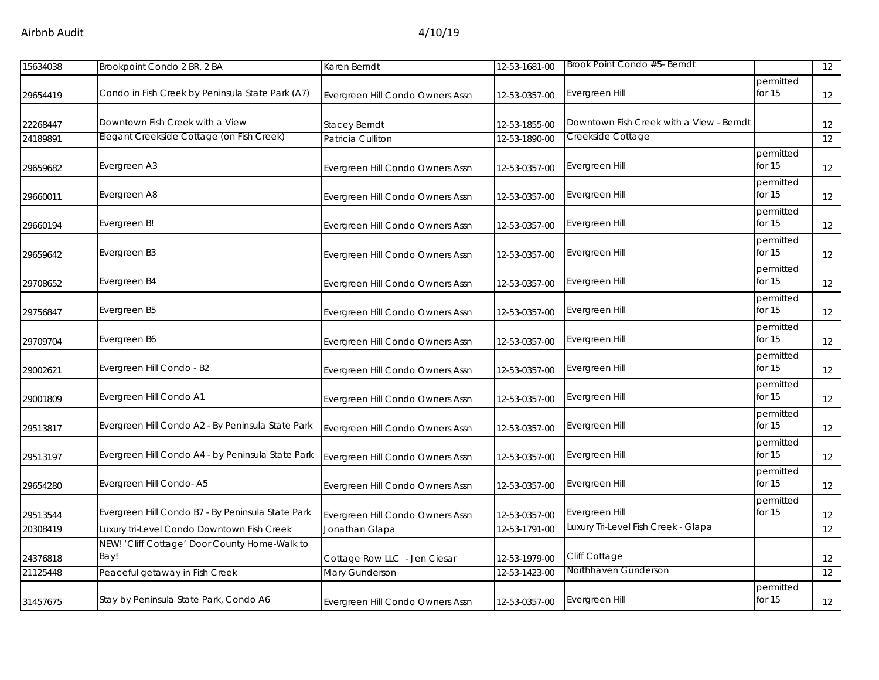| | | | | | | |
|---|---|---|---|---|---|---|
| 15634038 | Brookpoint Condo 2 BR, 2 BA | Karen Berndt | 12-53-1681-00 | Brook Point Condo #5- Berndt | | 12 |
| 29654419 | Condo in Fish Creek by Peninsula State Park (A7) | Evergreen Hill Condo Owners Assn | 12-53-0357-00 | Evergreen Hill | permitted for 15 | 12 |
| 22268447 | Downtown Fish Creek with a View | Stacey Berndt | 12-53-1855-00 | Downtown Fish Creek with a View - Berndt | | 12 |
| 24189891 | Elegant Creekside Cottage (on Fish Creek) | Patricia Culliton | 12-53-1890-00 | Creekside Cottage | | 12 |
| 29659682 | Evergreen A3 | Evergreen Hill Condo Owners Assn | 12-53-0357-00 | Evergreen Hill | permitted for 15 | 12 |
| 29660011 | Evergreen A8 | Evergreen Hill Condo Owners Assn | 12-53-0357-00 | Evergreen Hill | permitted for 15 | 12 |
| 29660194 | Evergreen B! | Evergreen Hill Condo Owners Assn | 12-53-0357-00 | Evergreen Hill | permitted for 15 | 12 |
| 29659642 | Evergreen B3 | Evergreen Hill Condo Owners Assn | 12-53-0357-00 | Evergreen Hill | permitted for 15 | 12 |
| 29708652 | Evergreen B4 | Evergreen Hill Condo Owners Assn | 12-53-0357-00 | Evergreen Hill | permitted for 15 | 12 |
| 29756847 | Evergreen B5 | Evergreen Hill Condo Owners Assn | 12-53-0357-00 | Evergreen Hill | permitted for 15 | 12 |
| 29709704 | Evergreen B6 | Evergreen Hill Condo Owners Assn | 12-53-0357-00 | Evergreen Hill | permitted for 15 | 12 |
| 29002621 | Evergreen Hill Condo - B2 | Evergreen Hill Condo Owners Assn | 12-53-0357-00 | Evergreen Hill | permitted for 15 | 12 |
| 29001809 | Evergreen Hill Condo A1 | Evergreen Hill Condo Owners Assn | 12-53-0357-00 | Evergreen Hill | permitted for 15 | 12 |
| 29513817 | Evergreen Hill Condo A2 - By Peninsula State Park | Evergreen Hill Condo Owners Assn | 12-53-0357-00 | Evergreen Hill | permitted for 15 | 12 |
| 29513197 | Evergreen Hill Condo A4 - by Peninsula State Park | Evergreen Hill Condo Owners Assn | 12-53-0357-00 | Evergreen Hill | permitted for 15 | 12 |
| 29654280 | Evergreen Hill Condo- A5 | Evergreen Hill Condo Owners Assn | 12-53-0357-00 | Evergreen Hill | permitted for 15 | 12 |
| 29513544 | Evergreen Hill Condo B7 - By Peninsula State Park | Evergreen Hill Condo Owners Assn | 12-53-0357-00 | Evergreen Hill | permitted for 15 | 12 |
| 20308419 | Luxury tri-Level Condo Downtown Fish Creek | Jonathan Glapa | 12-53-1791-00 | Luxury Tri-Level Fish Creek - Glapa | | 12 |
| 24376818 | NEW! 'Cliff Cottage' Door County Home-Walk to Bay! | Cottage Row LLC - Jen Ciesar | 12-53-1979-00 | Cliff Cottage | | 12 |
| 21125448 | Peaceful getaway in Fish Creek | Mary Gunderson | 12-53-1423-00 | Northhaven Gunderson | | 12 |
| 31457675 | Stay by Peninsula State Park, Condo A6 | Evergreen Hill Condo Owners Assn | 12-53-0357-00 | Evergreen Hill | permitted for 15 | 12 |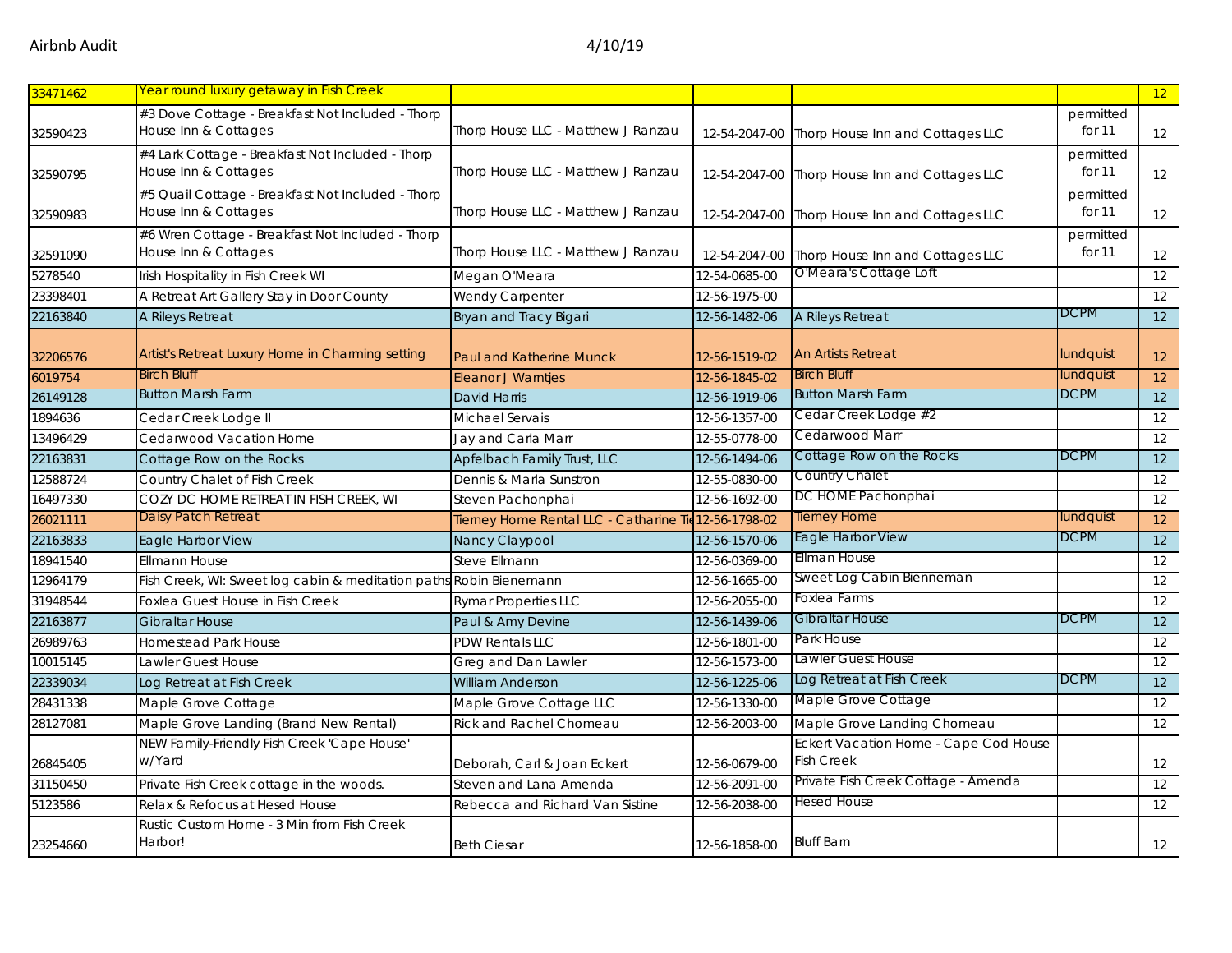Airbnb Audit 4/10/19

| | | | | | | |
|---|---|---|---|---|---|---|
| 33471462 | Year round luxury getaway in Fish Creek | | | | | 12 |
| 32590423 | #3 Dove Cottage - Breakfast Not Included - Thorp House Inn & Cottages | Thorp House LLC - Matthew J Ranzau | 12-54-2047-00 | Thorp House Inn and Cottages LLC | permitted for 11 | 12 |
| 32590795 | #4 Lark Cottage - Breakfast Not Included - Thorp House Inn & Cottages | Thorp House LLC - Matthew J Ranzau | 12-54-2047-00 | Thorp House Inn and Cottages LLC | permitted for 11 | 12 |
| 32590983 | #5 Quail Cottage - Breakfast Not Included - Thorp House Inn & Cottages | Thorp House LLC - Matthew J Ranzau | 12-54-2047-00 | Thorp House Inn and Cottages LLC | permitted for 11 | 12 |
| 32591090 | #6 Wren Cottage - Breakfast Not Included - Thorp House Inn & Cottages | Thorp House LLC - Matthew J Ranzau | 12-54-2047-00 | Thorp House Inn and Cottages LLC | permitted for 11 | 12 |
| 5278540 | Irish Hospitality in Fish Creek WI | Megan O'Meara | 12-54-0685-00 | O'Meara's Cottage Loft | | 12 |
| 23398401 | A Retreat Art Gallery Stay in Door County | Wendy Carpenter | 12-56-1975-00 | | | 12 |
| 22163840 | A Rileys Retreat | Bryan and Tracy Bigari | 12-56-1482-06 | A Rileys Retreat | DCPM | 12 |
| 32206576 | Artist's Retreat Luxury Home in Charming setting | Paul and Katherine Munck | 12-56-1519-02 | An Artists Retreat | lundquist | 12 |
| 6019754 | Birch Bluff | Eleanor J Warntjes | 12-56-1845-02 | Birch Bluff | lundquist | 12 |
| 26149128 | Button Marsh Farm | David Harris | 12-56-1919-06 | Button Marsh Farm | DCPM | 12 |
| 1894636 | Cedar Creek Lodge II | Michael Servais | 12-56-1357-00 | Cedar Creek Lodge #2 | | 12 |
| 13496429 | Cedarwood Vacation Home | Jay and Carla Marr | 12-55-0778-00 | Cedarwood Marr | | 12 |
| 22163831 | Cottage Row on the Rocks | Apfelbach Family Trust, LLC | 12-56-1494-06 | Cottage Row on the Rocks | DCPM | 12 |
| 12588724 | Country Chalet of Fish Creek | Dennis & Marla Sunstron | 12-55-0830-00 | Country Chalet | | 12 |
| 16497330 | COZY DC HOME RETREAT IN FISH CREEK, WI | Steven Pachonphai | 12-56-1692-00 | DC HOME Pachonphai | | 12 |
| 26021111 | Daisy Patch Retreat | Tierney Home Rental LLC - Catharine Ti | 12-56-1798-02 | Tierney Home | lundquist | 12 |
| 22163833 | Eagle Harbor View | Nancy Claypool | 12-56-1570-06 | Eagle Harbor View | DCPM | 12 |
| 18941540 | Ellmann House | Steve Ellmann | 12-56-0369-00 | Ellman House | | 12 |
| 12964179 | Fish Creek, WI: Sweet log cabin & meditation paths | Robin Bienemann | 12-56-1665-00 | Sweet Log Cabin Bienneman | | 12 |
| 31948544 | Foxlea Guest House in Fish Creek | Rymar Properties LLC | 12-56-2055-00 | Foxlea Farms | | 12 |
| 22163877 | Gibraltar House | Paul & Amy Devine | 12-56-1439-06 | Gibraltar House | DCPM | 12 |
| 26989763 | Homestead Park House | PDW Rentals LLC | 12-56-1801-00 | Park House | | 12 |
| 10015145 | Lawler Guest House | Greg and Dan Lawler | 12-56-1573-00 | Lawler Guest House | | 12 |
| 22339034 | Log Retreat at Fish Creek | William Anderson | 12-56-1225-06 | Log Retreat at Fish Creek | DCPM | 12 |
| 28431338 | Maple Grove Cottage | Maple Grove Cottage LLC | 12-56-1330-00 | Maple Grove Cottage | | 12 |
| 28127081 | Maple Grove Landing (Brand New Rental) | Rick and Rachel Chomeau | 12-56-2003-00 | Maple Grove Landing Chomeau | | 12 |
| 26845405 | NEW Family-Friendly Fish Creek 'Cape House' w/Yard | Deborah, Carl & Joan Eckert | 12-56-0679-00 | Eckert Vacation Home - Cape Cod House Fish Creek | | 12 |
| 31150450 | Private Fish Creek cottage in the woods. | Steven and Lana Amenda | 12-56-2091-00 | Private Fish Creek Cottage - Amenda | | 12 |
| 5123586 | Relax & Refocus at Hesed House | Rebecca and Richard Van Sistine | 12-56-2038-00 | Hesed House | | 12 |
| 23254660 | Rustic Custom Home - 3 Min from Fish Creek Harbor! | Beth Ciesar | 12-56-1858-00 | Bluff Barn | | 12 |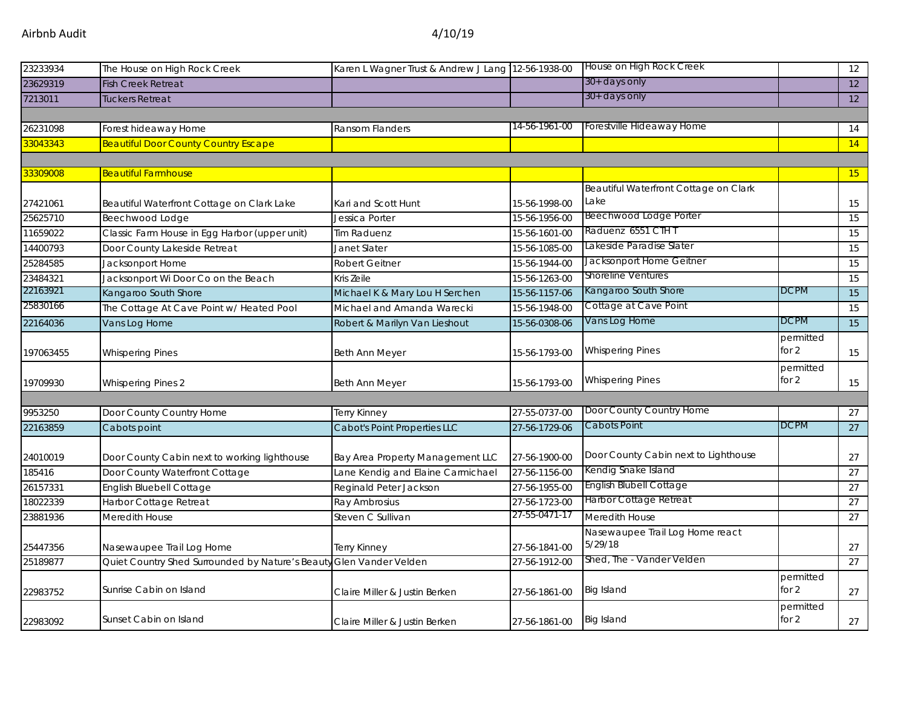| | | | | | | |
|---|---|---|---|---|---|---|
| 23233934 | The House on High Rock Creek | Karen L Wagner Trust & Andrew J Lang | 12-56-1938-00 | House on High Rock Creek | | 12 |
| 23629319 | Fish Creek Retreat | | | 30+ days only | | 12 |
| 7213011 | Tuckers Retreat | | | 30+ days only | | 12 |
| | | | | | | |
| 26231098 | Forest hideaway Home | Ransom Flanders | 14-56-1961-00 | Forestville Hideaway Home | | 14 |
| 33043343 | Beautiful Door County Country Escape | | | | | 14 |
| | | | | | | |
| 33309008 | Beautiful Farmhouse | | | | | 15 |
| 27421061 | Beautiful Waterfront Cottage on Clark Lake | Kari and Scott Hunt | 15-56-1998-00 | Beautiful Waterfront Cottage on Clark Lake | | 15 |
| 25625710 | Beechwood Lodge | Jessica Porter | 15-56-1956-00 | Beechwood Lodge Porter | | 15 |
| 11659022 | Classic Farm House in Egg Harbor (upper unit) | Tim Raduenz | 15-56-1601-00 | Raduenz 6551 CTH T | | 15 |
| 14400793 | Door County Lakeside Retreat | Janet Slater | 15-56-1085-00 | Lakeside Paradise Slater | | 15 |
| 25284585 | Jacksonport Home | Robert Geitner | 15-56-1944-00 | Jacksonport Home Geitner | | 15 |
| 23484321 | Jacksonport Wi Door Co on the Beach | Kris Zeile | 15-56-1263-00 | Shoreline Ventures | | 15 |
| 22163921 | Kangaroo South Shore | Michael K & Mary Lou H Serchen | 15-56-1157-06 | Kangaroo South Shore | DCPM | 15 |
| 25830166 | The Cottage At Cave Point w/ Heated Pool | Michael and Amanda Warecki | 15-56-1948-00 | Cottage at Cave Point | | 15 |
| 22164036 | Vans Log Home | Robert & Marilyn Van Lieshout | 15-56-0308-06 | Vans Log Home | DCPM | 15 |
| 197063455 | Whispering Pines | Beth Ann Meyer | 15-56-1793-00 | Whispering Pines | permitted for 2 | 15 |
| 19709930 | Whispering Pines 2 | Beth Ann Meyer | 15-56-1793-00 | Whispering Pines | permitted for 2 | 15 |
| | | | | | | |
| 9953250 | Door County Country Home | Terry Kinney | 27-55-0737-00 | Door County Country Home | | 27 |
| 22163859 | Cabots point | Cabot's Point Properties LLC | 27-56-1729-06 | Cabots Point | DCPM | 27 |
| 24010019 | Door County Cabin next to working lighthouse | Bay Area Property Management LLC | 27-56-1900-00 | Door County Cabin next to Lighthouse | | 27 |
| 185416 | Door County Waterfront Cottage | Lane Kendig and Elaine Carmichael | 27-56-1156-00 | Kendig Snake Island | | 27 |
| 26157331 | English Bluebell Cottage | Reginald Peter Jackson | 27-56-1955-00 | English Blubell Cottage | | 27 |
| 18022339 | Harbor Cottage Retreat | Ray Ambrosius | 27-56-1723-00 | Harbor Cottage Retreat | | 27 |
| 23881936 | Meredith House | Steven C Sullivan | 27-55-0471-17 | Meredith House | | 27 |
| 25447356 | Nasewaupee Trail Log Home | Terry Kinney | 27-56-1841-00 | Nasewaupee Trail Log Home react 5/29/18 | | 27 |
| 25189877 | Quiet Country Shed Surrounded by Nature's Beauty | Glen Vander Velden | 27-56-1912-00 | Shed, The - Vander Velden | | 27 |
| 22983752 | Sunrise Cabin on Island | Claire Miller & Justin Berken | 27-56-1861-00 | Big Island | permitted for 2 | 27 |
| 22983092 | Sunset Cabin on Island | Claire Miller & Justin Berken | 27-56-1861-00 | Big Island | permitted for 2 | 27 |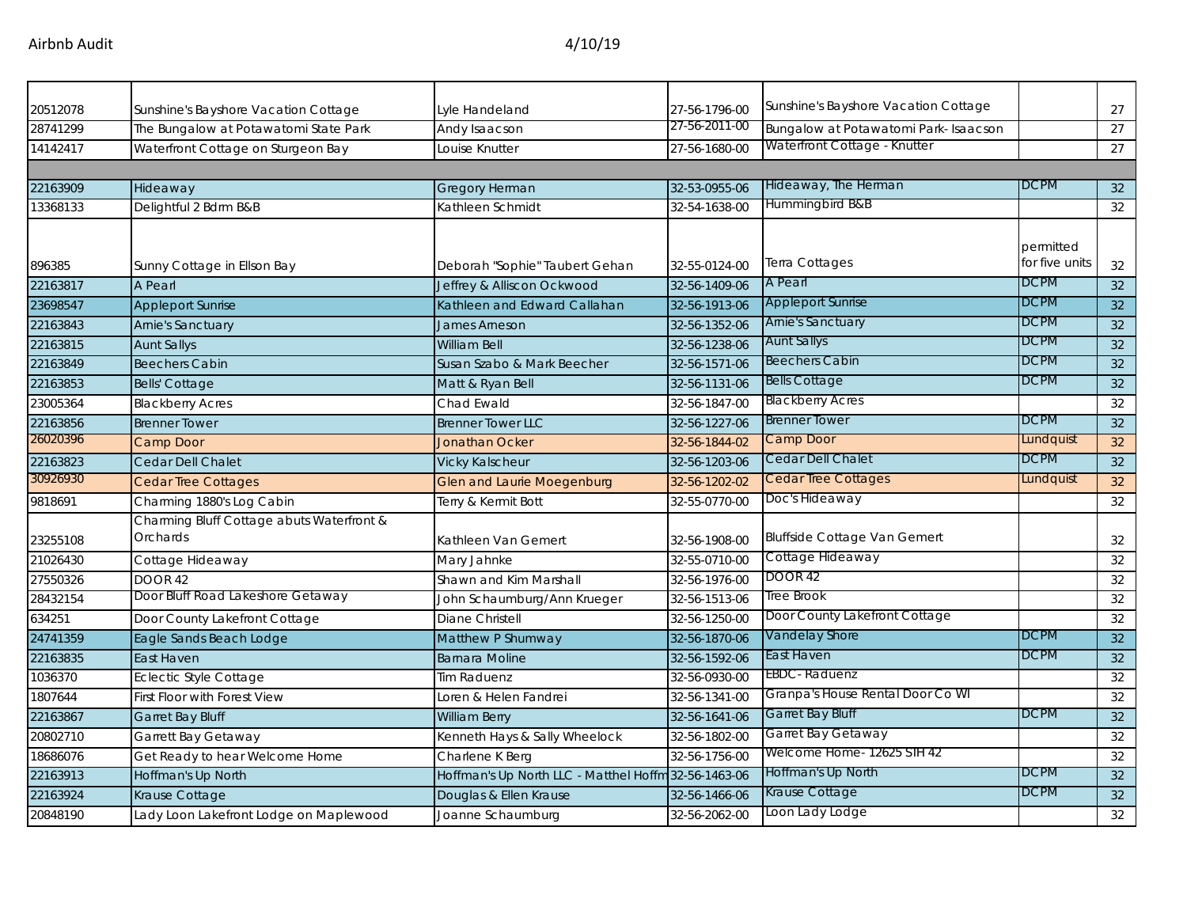| | | | | | | |
|---|---|---|---|---|---|---|
| 20512078 | Sunshine's Bayshore Vacation Cottage | Lyle Handeland | 27-56-1796-00 | Sunshine's Bayshore Vacation Cottage | | 27 |
| 28741299 | The Bungalow at Potawatomi State Park | Andy Isaacson | 27-56-2011-00 | Bungalow at Potawatomi Park- Isaacson | | 27 |
| 14142417 | Waterfront Cottage on Sturgeon Bay | Louise Knutter | 27-56-1680-00 | Waterfront Cottage - Knutter | | 27 |
| | | | | | | |
| 22163909 | Hideaway | Gregory Herman | 32-53-0955-06 | Hideaway, The Herman | DCPM | 32 |
| 13368133 | Delightful 2 Bdrm B&B | Kathleen Schmidt | 32-54-1638-00 | Hummingbird B&B | | 32 |
| 896385 | Sunny Cottage in Ellson Bay | Deborah "Sophie" Taubert Gehan | 32-55-0124-00 | Terra Cottages | permitted for five units | 32 |
| 22163817 | A Pearl | Jeffrey & Alliscon Ockwood | 32-56-1409-06 | A Pearl | DCPM | 32 |
| 23698547 | Appleport Sunrise | Kathleen and Edward Callahan | 32-56-1913-06 | Appleport Sunrise | DCPM | 32 |
| 22163843 | Arnie's Sanctuary | James Arneson | 32-56-1352-06 | Arnie's Sanctuary | DCPM | 32 |
| 22163815 | Aunt Sallys | William Bell | 32-56-1238-06 | Aunt Sallys | DCPM | 32 |
| 22163849 | Beechers Cabin | Susan Szabo & Mark Beecher | 32-56-1571-06 | Beechers Cabin | DCPM | 32 |
| 22163853 | Bells' Cottage | Matt & Ryan Bell | 32-56-1131-06 | Bells Cottage | DCPM | 32 |
| 23005364 | Blackberry Acres | Chad Ewald | 32-56-1847-00 | Blackberry Acres | | 32 |
| 22163856 | Brenner Tower | Brenner Tower LLC | 32-56-1227-06 | Brenner Tower | DCPM | 32 |
| 26020396 | Camp Door | Jonathan Ocker | 32-56-1844-02 | Camp Door | Lundquist | 32 |
| 22163823 | Cedar Dell Chalet | Vicky Kalscheur | 32-56-1203-06 | Cedar Dell Chalet | DCPM | 32 |
| 30926930 | Cedar Tree Cottages | Glen and Laurie Moegenburg | 32-56-1202-02 | Cedar Tree Cottages | Lundquist | 32 |
| 9818691 | Charming 1880's Log Cabin | Terry & Kermit Bott | 32-55-0770-00 | Doc's Hideaway | | 32 |
| 23255108 | Charming Bluff Cottage abuts Waterfront & Orchards | Kathleen Van Gemert | 32-56-1908-00 | Bluffside Cottage Van Gemert | | 32 |
| 21026430 | Cottage Hideaway | Mary Jahnke | 32-55-0710-00 | Cottage Hideaway | | 32 |
| 27550326 | DOOR 42 | Shawn and Kim Marshall | 32-56-1976-00 | DOOR 42 | | 32 |
| 28432154 | Door Bluff Road Lakeshore Getaway | John Schaumburg/Ann Krueger | 32-56-1513-06 | Tree Brook | | 32 |
| 634251 | Door County Lakefront Cottage | Diane Christell | 32-56-1250-00 | Door County Lakefront Cottage | | 32 |
| 24741359 | Eagle Sands Beach Lodge | Matthew P Shumway | 32-56-1870-06 | Vandelay Shore | DCPM | 32 |
| 22163835 | East Haven | Barnara Moline | 32-56-1592-06 | East Haven | DCPM | 32 |
| 1036370 | Eclectic Style Cottage | Tim Raduenz | 32-56-0930-00 | EBDC- Raduenz | | 32 |
| 1807644 | First Floor with Forest View | Loren & Helen Fandrei | 32-56-1341-00 | Granpa's House Rental Door Co WI | | 32 |
| 22163867 | Garret Bay Bluff | William Berry | 32-56-1641-06 | Garret Bay Bluff | DCPM | 32 |
| 20802710 | Garrett Bay Getaway | Kenneth Hays & Sally Wheelock | 32-56-1802-00 | Garret Bay Getaway | | 32 |
| 18686076 | Get Ready to hear Welcome Home | Charlene K Berg | 32-56-1756-00 | Welcome Home- 12625 STH 42 | | 32 |
| 22163913 | Hoffman's Up North | Hoffman's Up North LLC - Matthel Hoffm | 32-56-1463-06 | Hoffman's Up North | DCPM | 32 |
| 22163924 | Krause Cottage | Douglas & Ellen Krause | 32-56-1466-06 | Krause Cottage | DCPM | 32 |
| 20848190 | Lady Loon Lakefront Lodge on Maplewood | Joanne Schaumburg | 32-56-2062-00 | Loon Lady Lodge | | 32 |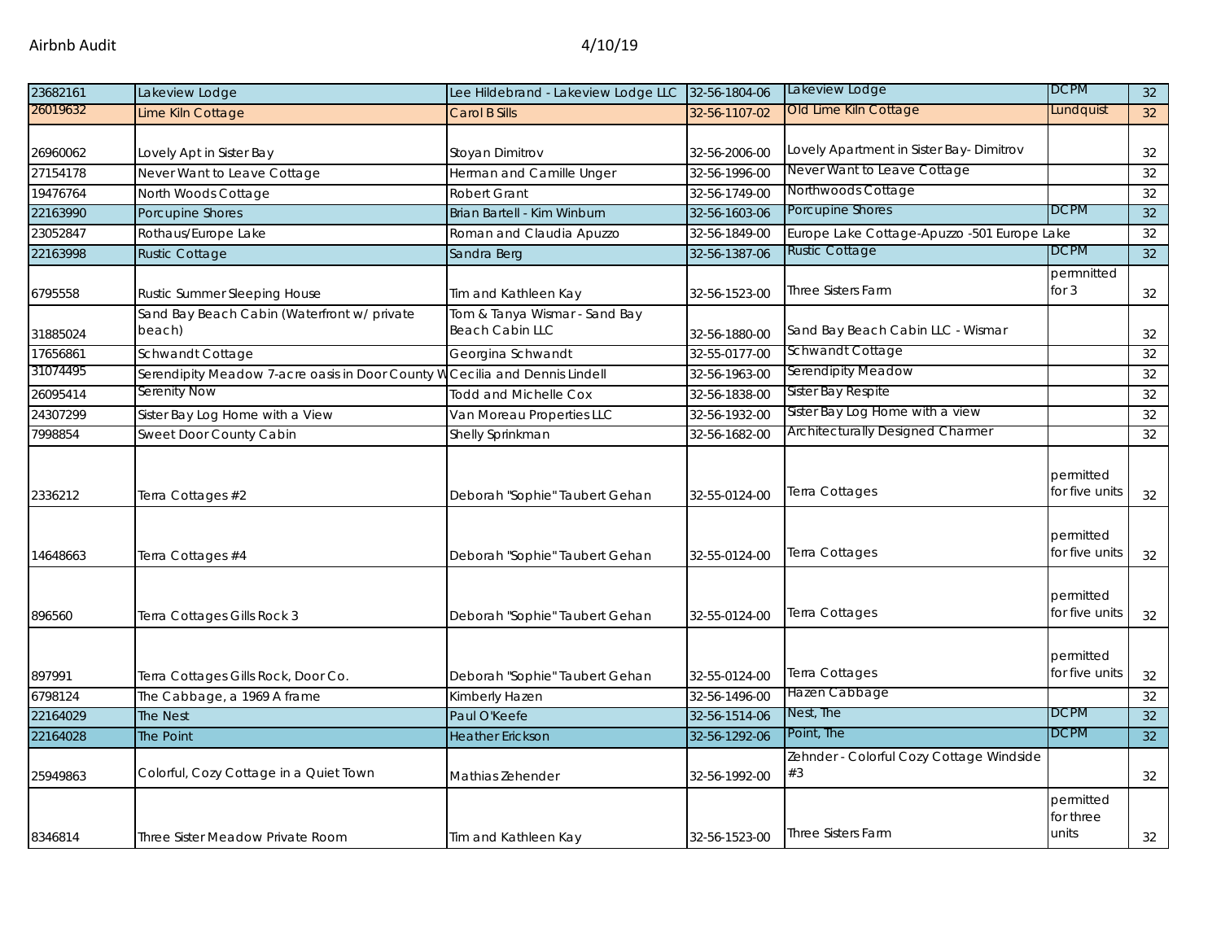Airbnb Audit 4/10/19

| | | | | | | |
|---|---|---|---|---|---|---|
| 23682161 | Lakeview Lodge | Lee Hildebrand - Lakeview Lodge LLC | 32-56-1804-06 | Lakeview Lodge | DCPM | 32 |
| 26019632 | Lime Kiln Cottage | Carol B Sills | 32-56-1107-02 | Old Lime Kiln Cottage | Lundquist | 32 |
| 26960062 | Lovely Apt in Sister Bay | Stoyan Dimitrov | 32-56-2006-00 | Lovely Apartment in Sister Bay- Dimitrov | | 32 |
| 27154178 | Never Want to Leave Cottage | Herman and Camille Unger | 32-56-1996-00 | Never Want to Leave Cottage | | 32 |
| 19476764 | North Woods Cottage | Robert Grant | 32-56-1749-00 | Northwoods Cottage | | 32 |
| 22163990 | Porcupine Shores | Brian Bartell - Kim Winburn | 32-56-1603-06 | Porcupine Shores | DCPM | 32 |
| 23052847 | Rothaus/Europe Lake | Roman and Claudia Apuzzo | 32-56-1849-00 | Europe Lake Cottage-Apuzzo -501 Europe Lake | | 32 |
| 22163998 | Rustic Cottage | Sandra Berg | 32-56-1387-06 | Rustic Cottage | DCPM | 32 |
| 6795558 | Rustic Summer Sleeping House | Tim and Kathleen Kay | 32-56-1523-00 | Three Sisters Farm | permnitted for 3 | 32 |
| 31885024 | Sand Bay Beach Cabin (Waterfront w/ private beach) | Tom & Tanya Wismar - Sand Bay Beach Cabin LLC | 32-56-1880-00 | Sand Bay Beach Cabin LLC - Wismar | | 32 |
| 17656861 | Schwandt Cottage | Georgina Schwandt | 32-55-0177-00 | Schwandt Cottage | | 32 |
| 31074495 | Serendipity Meadow 7-acre oasis in Door County W | Cecilia and Dennis Lindell | 32-56-1963-00 | Serendipity Meadow | | 32 |
| 26095414 | Serenity Now | Todd and Michelle Cox | 32-56-1838-00 | Sister Bay Respite | | 32 |
| 24307299 | Sister Bay Log Home with a View | Van Moreau Properties LLC | 32-56-1932-00 | Sister Bay Log Home with a view | | 32 |
| 7998854 | Sweet Door County Cabin | Shelly Sprinkman | 32-56-1682-00 | Architecturally Designed Charmer | | 32 |
| 2336212 | Terra Cottages #2 | Deborah "Sophie" Taubert Gehan | 32-55-0124-00 | Terra Cottages | permitted for five units | 32 |
| 14648663 | Terra Cottages #4 | Deborah "Sophie" Taubert Gehan | 32-55-0124-00 | Terra Cottages | permitted for five units | 32 |
| 896560 | Terra Cottages Gills Rock 3 | Deborah "Sophie" Taubert Gehan | 32-55-0124-00 | Terra Cottages | permitted for five units | 32 |
| 897991 | Terra Cottages Gills Rock, Door Co. | Deborah "Sophie" Taubert Gehan | 32-55-0124-00 | Terra Cottages | permitted for five units | 32 |
| 6798124 | The Cabbage, a 1969 A frame | Kimberly Hazen | 32-56-1496-00 | Hazen Cabbage | | 32 |
| 22164029 | The Nest | Paul O'Keefe | 32-56-1514-06 | Nest, The | DCPM | 32 |
| 22164028 | The Point | Heather Erickson | 32-56-1292-06 | Point, The | DCPM | 32 |
| 25949863 | Colorful, Cozy Cottage in a Quiet Town | Mathias Zehender | 32-56-1992-00 | Zehnder - Colorful Cozy Cottage Windside #3 | | 32 |
| 8346814 | Three Sister Meadow Private Room | Tim and Kathleen Kay | 32-56-1523-00 | Three Sisters Farm | permitted for three units | 32 |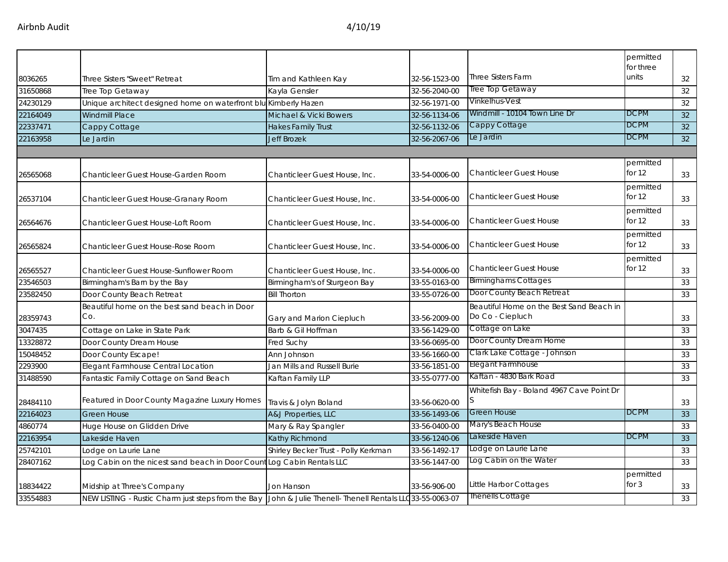| | | | | | | |
|---|---|---|---|---|---|---|
| 8036265 | Three Sisters "Sweet" Retreat | Tim and Kathleen Kay | 32-56-1523-00 | Three Sisters Farm | permitted for three units | 32 |
| 31650868 | Tree Top Getaway | Kayla Gensler | 32-56-2040-00 | Tree Top Getaway | | 32 |
| 24230129 | Unique architect designed home on waterfront blu | Kimberly Hazen | 32-56-1971-00 | Vinkelhus-Vest | | 32 |
| 22164049 | Windmill Place | Michael & Vicki Bowers | 32-56-1134-06 | Windmill - 10104 Town Line Dr | DCPM | 32 |
| 22337471 | Cappy Cottage | Hakes Family Trust | 32-56-1132-06 | Cappy Cottage | DCPM | 32 |
| 22163958 | Le Jardin | Jeff Brozek | 32-56-2067-06 | Le Jardin | DCPM | 32 |
| | | | | | | |
| 26565068 | Chanticleer Guest House-Garden Room | Chanticleer Guest House, Inc. | 33-54-0006-00 | Chanticleer Guest House | permitted for 12 | 33 |
| 26537104 | Chanticleer Guest House-Granary Room | Chanticleer Guest House, Inc. | 33-54-0006-00 | Chanticleer Guest House | permitted for 12 | 33 |
| 26564676 | Chanticleer Guest House-Loft Room | Chanticleer Guest House, Inc. | 33-54-0006-00 | Chanticleer Guest House | permitted for 12 | 33 |
| 26565824 | Chanticleer Guest House-Rose Room | Chanticleer Guest House, Inc. | 33-54-0006-00 | Chanticleer Guest House | permitted for 12 | 33 |
| 26565527 | Chanticleer Guest House-Sunflower Room | Chanticleer Guest House, Inc. | 33-54-0006-00 | Chanticleer Guest House | permitted for 12 | 33 |
| 23546503 | Birmingham's Barn by the Bay | Birmingham's of Sturgeon Bay | 33-55-0163-00 | Birminghams Cottages | | 33 |
| 23582450 | Door County Beach Retreat | Bill Thorton | 33-55-0726-00 | Door County Beach Retreat | | 33 |
| 28359743 | Beautiful home on the best sand beach in Door Co. | Gary and Marion Ciepluch | 33-56-2009-00 | Beautiful Home on the Best Sand Beach in Do Co - Ciepluch | | 33 |
| 3047435 | Cottage on Lake in State Park | Barb & Gil Hoffman | 33-56-1429-00 | Cottage on Lake | | 33 |
| 13328872 | Door County Dream House | Fred Suchy | 33-56-0695-00 | Door County Dream Home | | 33 |
| 15048452 | Door County Escape! | Ann Johnson | 33-56-1660-00 | Clark Lake Cottage - Johnson | | 33 |
| 2293900 | Elegant Farmhouse Central Location | Jan Mills and Russell Burie | 33-56-1851-00 | Elegant Farmhouse | | 33 |
| 31488590 | Fantastic Family Cottage on Sand Beach | Kaftan Family LLP | 33-55-0777-00 | Kaftan - 4830 Bark Road | | 33 |
| 28484110 | Featured in Door County Magazine Luxury Homes | Travis & Jolyn Boland | 33-56-0620-00 | Whitefish Bay - Boland 4967 Cave Point Dr S | | 33 |
| 22164023 | Green House | A&J Properties, LLC | 33-56-1493-06 | Green House | DCPM | 33 |
| 4860774 | Huge House on Glidden Drive | Mary & Ray Spangler | 33-56-0400-00 | Mary's Beach House | | 33 |
| 22163954 | Lakeside Haven | Kathy Richmond | 33-56-1240-06 | Lakeside Haven | DCPM | 33 |
| 25742101 | Lodge on Laurie Lane | Shirley Becker Trust - Polly Kerkman | 33-56-1492-17 | Lodge on Laurie Lane | | 33 |
| 28407162 | Log Cabin on the nicest sand beach in Door Count | Log Cabin Rentals LLC | 33-56-1447-00 | Log Cabin on the Water | | 33 |
| 18834422 | Midship at Three's Company | Jon Hanson | 33-56-906-00 | Little Harbor Cottages | permitted for 3 | 33 |
| 33554883 | NEW LISTING - Rustic Charm just steps from the Bay | John & Julie Thenell- Thenell Rentals LLC | 33-55-0063-07 | Thenells Cottage | | 33 |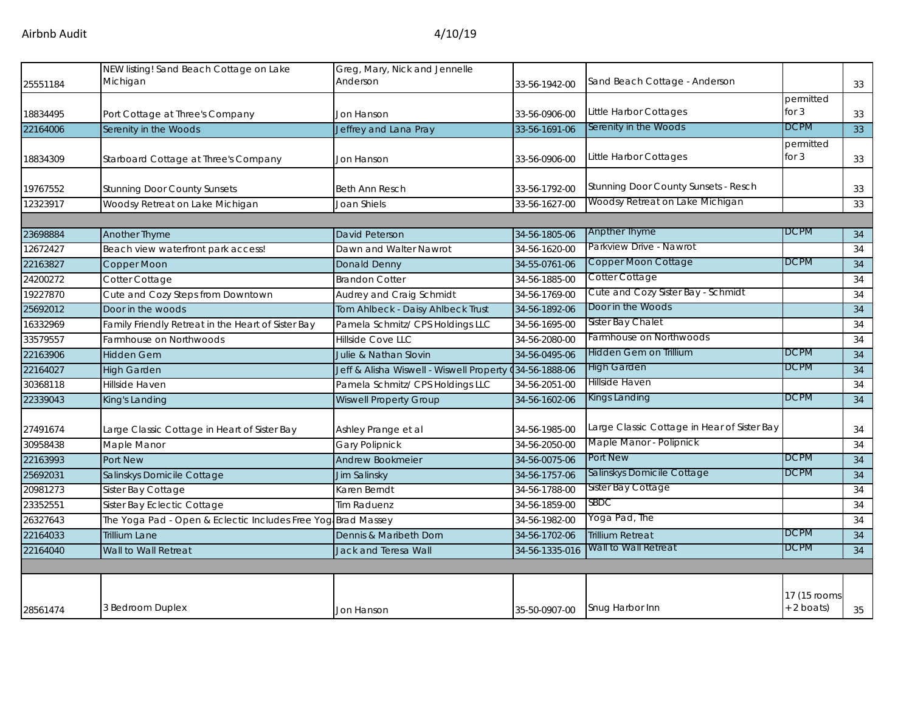| | | | | | | |
|---|---|---|---|---|---|---|
| 25551184 | NEW listing! Sand Beach Cottage on Lake Michigan | Greg, Mary, Nick and Jennelle Anderson | 33-56-1942-00 | Sand Beach Cottage - Anderson | | 33 |
| 18834495 | Port Cottage at Three's Company | Jon Hanson | 33-56-0906-00 | Little Harbor Cottages | permitted for 3 | 33 |
| 22164006 | Serenity in the Woods | Jeffrey and Lana Pray | 33-56-1691-06 | Serenity in the Woods | DCPM | 33 |
| 18834309 | Starboard Cottage at Three's Company | Jon Hanson | 33-56-0906-00 | Little Harbor Cottages | permitted for 3 | 33 |
| 19767552 | Stunning Door County Sunsets | Beth Ann Resch | 33-56-1792-00 | Stunning Door County Sunsets - Resch | | 33 |
| 12323917 | Woodsy Retreat on Lake Michigan | Joan Shiels | 33-56-1627-00 | Woodsy Retreat on Lake Michigan | | 33 |
| | | | | | | |
| 23698884 | Another Thyme | David Peterson | 34-56-1805-06 | Anpther Thyme | DCPM | 34 |
| 12672427 | Beach view waterfront park access! | Dawn and Walter Nawrot | 34-56-1620-00 | Parkview Drive - Nawrot | | 34 |
| 22163827 | Copper Moon | Donald Denny | 34-55-0761-06 | Copper Moon Cottage | DCPM | 34 |
| 24200272 | Cotter Cottage | Brandon Cotter | 34-56-1885-00 | Cotter Cottage | | 34 |
| 19227870 | Cute and Cozy Steps from Downtown | Audrey and Craig Schmidt | 34-56-1769-00 | Cute and Cozy Sister Bay - Schmidt | | 34 |
| 25692012 | Door in the woods | Tom Ahlbeck - Daisy Ahlbeck Trust | 34-56-1892-06 | Door in the Woods | | 34 |
| 16332969 | Family Friendly Retreat in the Heart of Sister Bay | Pamela Schmitz/ CPS Holdings LLC | 34-56-1695-00 | Sister Bay Chalet | | 34 |
| 33579557 | Farmhouse on Northwoods | Hillside Cove LLC | 34-56-2080-00 | Farmhouse on Northwoods | | 34 |
| 22163906 | Hidden Gem | Julie & Nathan Slovin | 34-56-0495-06 | Hidden Gem on Trillium | DCPM | 34 |
| 22164027 | High Garden | Jeff & Alisha Wiswell - Wiswell Property ( | 34-56-1888-06 | High Garden | DCPM | 34 |
| 30368118 | Hillside Haven | Pamela Schmitz/ CPS Holdings LLC | 34-56-2051-00 | Hillside Haven | | 34 |
| 22339043 | King's Landing | Wiswell Property Group | 34-56-1602-06 | Kings Landing | DCPM | 34 |
| 27491674 | Large Classic Cottage in Heart of Sister Bay | Ashley Prange et al | 34-56-1985-00 | Large Classic Cottage in Hear of Sister Bay | | 34 |
| 30958438 | Maple Manor | Gary Polipnick | 34-56-2050-00 | Maple Manor - Polipnick | | 34 |
| 22163993 | Port New | Andrew Bookmeier | 34-56-0075-06 | Port New | DCPM | 34 |
| 25692031 | Salinskys Domicile Cottage | Jim Salinsky | 34-56-1757-06 | Salinskys Domicile Cottage | DCPM | 34 |
| 20981273 | Sister Bay Cottage | Karen Berndt | 34-56-1788-00 | Sister Bay Cottage | | 34 |
| 23352551 | Sister Bay Eclectic Cottage | Tim Raduenz | 34-56-1859-00 | SBDC | | 34 |
| 26327643 | The Yoga Pad - Open & Eclectic Includes Free Yog | Brad Massey | 34-56-1982-00 | Yoga Pad, The | | 34 |
| 22164033 | Trillium Lane | Dennis & Maribeth Dorn | 34-56-1702-06 | Trillium Retreat | DCPM | 34 |
| 22164040 | Wall to Wall Retreat | Jack and Teresa Wall | 34-56-1335-016 | Wall to Wall Retreat | DCPM | 34 |
| | | | | | | |
| 28561474 | 3 Bedroom Duplex | Jon Hanson | 35-50-0907-00 | Snug Harbor Inn | 17 (15 rooms + 2 boats) | 35 |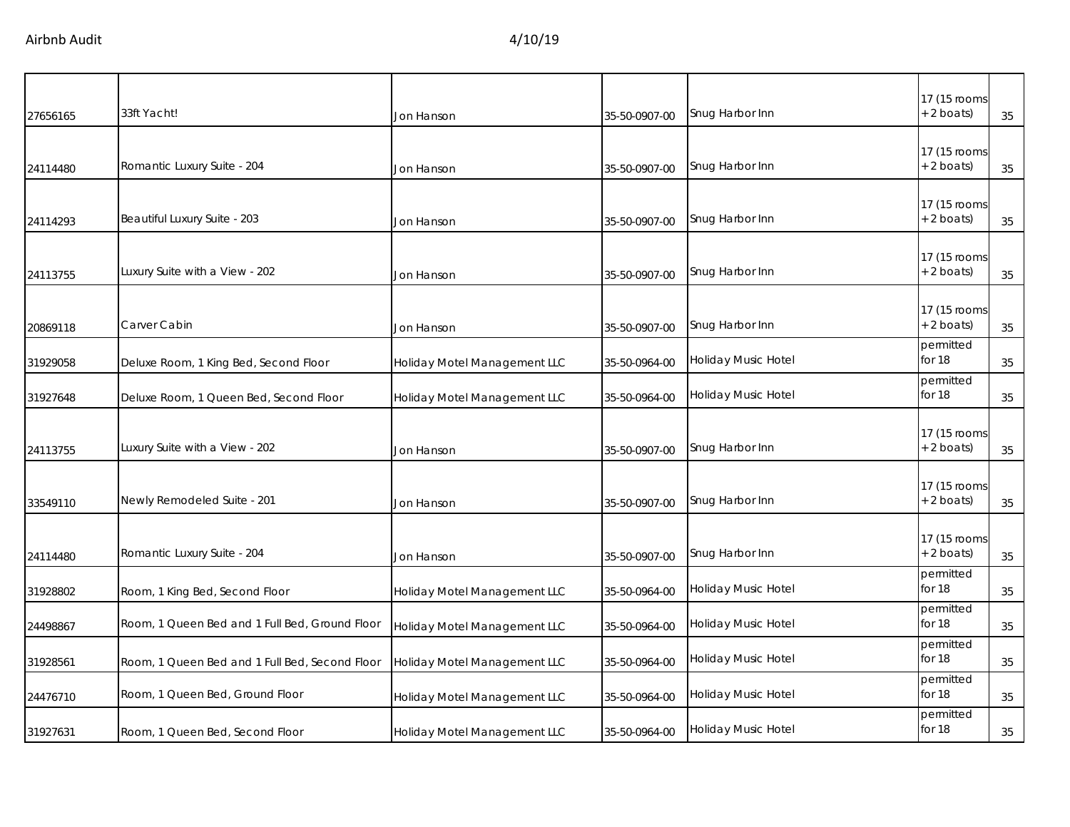| | | | | | | |
|---|---|---|---|---|---|---|
| 27656165 | 33ft Yacht! | Jon Hanson | 35-50-0907-00 | Snug Harbor Inn | 17 (15 rooms + 2 boats) | 35 |
| 24114480 | Romantic Luxury Suite - 204 | Jon Hanson | 35-50-0907-00 | Snug Harbor Inn | 17 (15 rooms + 2 boats) | 35 |
| 24114293 | Beautiful Luxury Suite - 203 | Jon Hanson | 35-50-0907-00 | Snug Harbor Inn | 17 (15 rooms + 2 boats) | 35 |
| 24113755 | Luxury Suite with a View - 202 | Jon Hanson | 35-50-0907-00 | Snug Harbor Inn | 17 (15 rooms + 2 boats) | 35 |
| 20869118 | Carver Cabin | Jon Hanson | 35-50-0907-00 | Snug Harbor Inn | 17 (15 rooms + 2 boats) | 35 |
| 31929058 | Deluxe Room, 1 King Bed, Second Floor | Holiday Motel Management LLC | 35-50-0964-00 | Holiday Music Hotel | permitted for 18 | 35 |
| 31927648 | Deluxe Room, 1 Queen Bed, Second Floor | Holiday Motel Management LLC | 35-50-0964-00 | Holiday Music Hotel | permitted for 18 | 35 |
| 24113755 | Luxury Suite with a View - 202 | Jon Hanson | 35-50-0907-00 | Snug Harbor Inn | 17 (15 rooms + 2 boats) | 35 |
| 33549110 | Newly Remodeled Suite - 201 | Jon Hanson | 35-50-0907-00 | Snug Harbor Inn | 17 (15 rooms + 2 boats) | 35 |
| 24114480 | Romantic Luxury Suite - 204 | Jon Hanson | 35-50-0907-00 | Snug Harbor Inn | 17 (15 rooms + 2 boats) | 35 |
| 31928802 | Room, 1 King Bed, Second Floor | Holiday Motel Management LLC | 35-50-0964-00 | Holiday Music Hotel | permitted for 18 | 35 |
| 24498867 | Room, 1 Queen Bed and 1 Full Bed, Ground Floor | Holiday Motel Management LLC | 35-50-0964-00 | Holiday Music Hotel | permitted for 18 | 35 |
| 31928561 | Room, 1 Queen Bed and 1 Full Bed, Second Floor | Holiday Motel Management LLC | 35-50-0964-00 | Holiday Music Hotel | permitted for 18 | 35 |
| 24476710 | Room, 1 Queen Bed, Ground Floor | Holiday Motel Management LLC | 35-50-0964-00 | Holiday Music Hotel | permitted for 18 | 35 |
| 31927631 | Room, 1 Queen Bed, Second Floor | Holiday Motel Management LLC | 35-50-0964-00 | Holiday Music Hotel | permitted for 18 | 35 |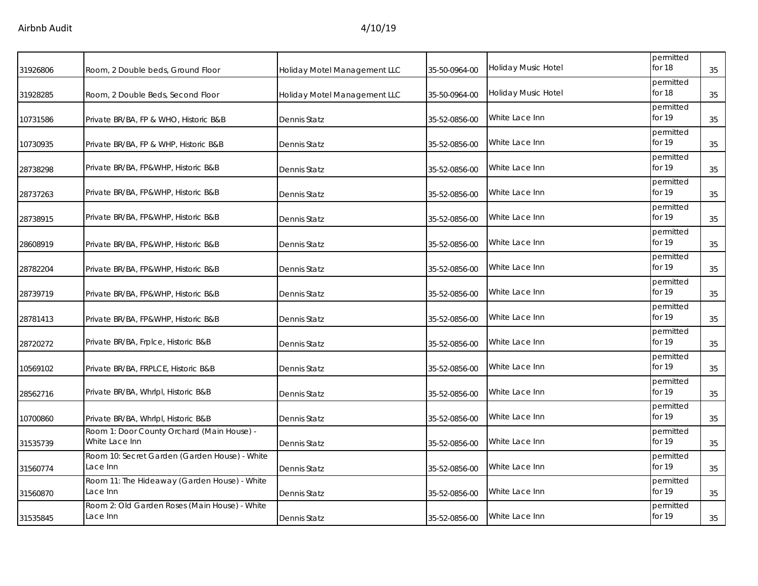| | | | | | | |
|---|---|---|---|---|---|---|
| 31926806 | Room, 2 Double beds, Ground Floor | Holiday Motel Management LLC | 35-50-0964-00 | Holiday Music Hotel | permitted for 18 | 35 |
| 31928285 | Room, 2 Double Beds, Second Floor | Holiday Motel Management LLC | 35-50-0964-00 | Holiday Music Hotel | permitted for 18 | 35 |
| 10731586 | Private BR/BA, FP & WHO, Historic B&B | Dennis Statz | 35-52-0856-00 | White Lace Inn | permitted for 19 | 35 |
| 10730935 | Private BR/BA, FP & WHP, Historic B&B | Dennis Statz | 35-52-0856-00 | White Lace Inn | permitted for 19 | 35 |
| 28738298 | Private BR/BA, FP&WHP, Historic B&B | Dennis Statz | 35-52-0856-00 | White Lace Inn | permitted for 19 | 35 |
| 28737263 | Private BR/BA, FP&WHP, Historic B&B | Dennis Statz | 35-52-0856-00 | White Lace Inn | permitted for 19 | 35 |
| 28738915 | Private BR/BA, FP&WHP, Historic B&B | Dennis Statz | 35-52-0856-00 | White Lace Inn | permitted for 19 | 35 |
| 28608919 | Private BR/BA, FP&WHP, Historic B&B | Dennis Statz | 35-52-0856-00 | White Lace Inn | permitted for 19 | 35 |
| 28782204 | Private BR/BA, FP&WHP, Historic B&B | Dennis Statz | 35-52-0856-00 | White Lace Inn | permitted for 19 | 35 |
| 28739719 | Private BR/BA, FP&WHP, Historic B&B | Dennis Statz | 35-52-0856-00 | White Lace Inn | permitted for 19 | 35 |
| 28781413 | Private BR/BA, FP&WHP, Historic B&B | Dennis Statz | 35-52-0856-00 | White Lace Inn | permitted for 19 | 35 |
| 28720272 | Private BR/BA, Frplce, Historic B&B | Dennis Statz | 35-52-0856-00 | White Lace Inn | permitted for 19 | 35 |
| 10569102 | Private BR/BA, FRPLCE, Historic B&B | Dennis Statz | 35-52-0856-00 | White Lace Inn | permitted for 19 | 35 |
| 28562716 | Private BR/BA, Whrlpl, Historic B&B | Dennis Statz | 35-52-0856-00 | White Lace Inn | permitted for 19 | 35 |
| 10700860 | Private BR/BA, Whrlpl, Historic B&B | Dennis Statz | 35-52-0856-00 | White Lace Inn | permitted for 19 | 35 |
| 31535739 | Room 1: Door County Orchard (Main House) - White Lace Inn | Dennis Statz | 35-52-0856-00 | White Lace Inn | permitted for 19 | 35 |
| 31560774 | Room 10: Secret Garden (Garden House) - White Lace Inn | Dennis Statz | 35-52-0856-00 | White Lace Inn | permitted for 19 | 35 |
| 31560870 | Room 11: The Hideaway (Garden House) - White Lace Inn | Dennis Statz | 35-52-0856-00 | White Lace Inn | permitted for 19 | 35 |
| 31535845 | Room 2: Old Garden Roses (Main House) - White Lace Inn | Dennis Statz | 35-52-0856-00 | White Lace Inn | permitted for 19 | 35 |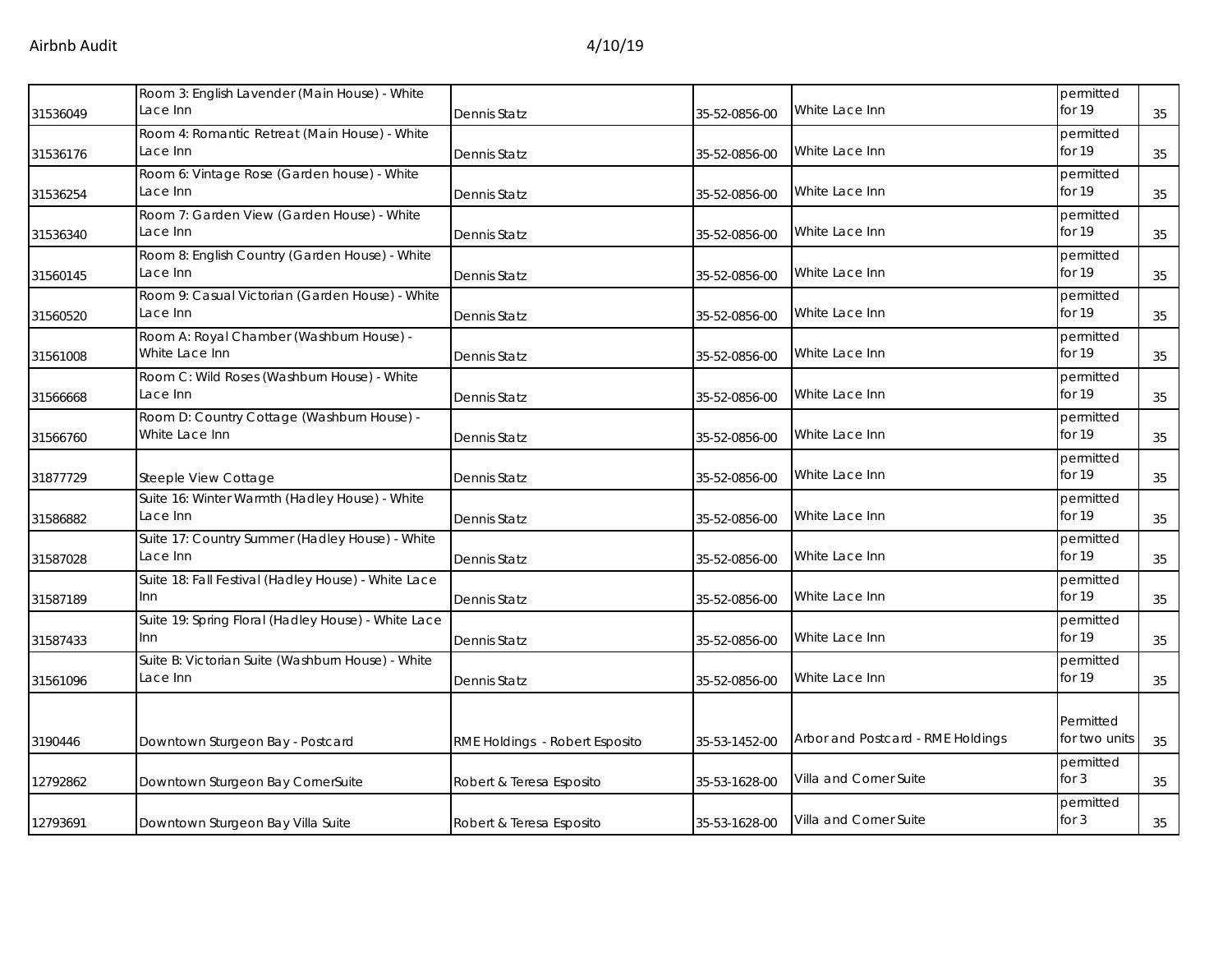| 31536049 | Room 3: English Lavender (Main House) - White Lace Inn | Dennis Statz | 35-52-0856-00 | White Lace Inn | permitted for 19 | 35 |
|---|---|---|---|---|---|---|
| 31536176 | Room 4: Romantic Retreat (Main House) - White Lace Inn | Dennis Statz | 35-52-0856-00 | White Lace Inn | permitted for 19 | 35 |
| 31536254 | Room 6: Vintage Rose (Garden house) - White Lace Inn | Dennis Statz | 35-52-0856-00 | White Lace Inn | permitted for 19 | 35 |
| 31536340 | Room 7: Garden View (Garden House) - White Lace Inn | Dennis Statz | 35-52-0856-00 | White Lace Inn | permitted for 19 | 35 |
| 31560145 | Room 8: English Country (Garden House) - White Lace Inn | Dennis Statz | 35-52-0856-00 | White Lace Inn | permitted for 19 | 35 |
| 31560520 | Room 9: Casual Victorian (Garden House) - White Lace Inn | Dennis Statz | 35-52-0856-00 | White Lace Inn | permitted for 19 | 35 |
| 31561008 | Room A: Royal Chamber (Washburn House) - White Lace Inn | Dennis Statz | 35-52-0856-00 | White Lace Inn | permitted for 19 | 35 |
| 31566668 | Room C: Wild Roses (Washburn House) - White Lace Inn | Dennis Statz | 35-52-0856-00 | White Lace Inn | permitted for 19 | 35 |
| 31566760 | Room D: Country Cottage (Washburn House) - White Lace Inn | Dennis Statz | 35-52-0856-00 | White Lace Inn | permitted for 19 | 35 |
| 31877729 | Steeple View Cottage | Dennis Statz | 35-52-0856-00 | White Lace Inn | permitted for 19 | 35 |
| 31586882 | Suite 16: Winter Warmth (Hadley House) - White Lace Inn | Dennis Statz | 35-52-0856-00 | White Lace Inn | permitted for 19 | 35 |
| 31587028 | Suite 17: Country Summer (Hadley House) - White Lace Inn | Dennis Statz | 35-52-0856-00 | White Lace Inn | permitted for 19 | 35 |
| 31587189 | Suite 18: Fall Festival (Hadley House) - White Lace Inn | Dennis Statz | 35-52-0856-00 | White Lace Inn | permitted for 19 | 35 |
| 31587433 | Suite 19: Spring Floral (Hadley House) - White Lace Inn | Dennis Statz | 35-52-0856-00 | White Lace Inn | permitted for 19 | 35 |
| 31561096 | Suite B: Victorian Suite (Washburn House) - White Lace Inn | Dennis Statz | 35-52-0856-00 | White Lace Inn | permitted for 19 | 35 |
| 3190446 | Downtown Sturgeon Bay - Postcard | RME Holdings - Robert Esposito | 35-53-1452-00 | Arbor and Postcard - RME Holdings | Permitted for two units | 35 |
| 12792862 | Downtown Sturgeon Bay CornerSuite | Robert & Teresa Esposito | 35-53-1628-00 | Villa and Corner Suite | permitted for 3 | 35 |
| 12793691 | Downtown Sturgeon Bay Villa Suite | Robert & Teresa Esposito | 35-53-1628-00 | Villa and Corner Suite | permitted for 3 | 35 |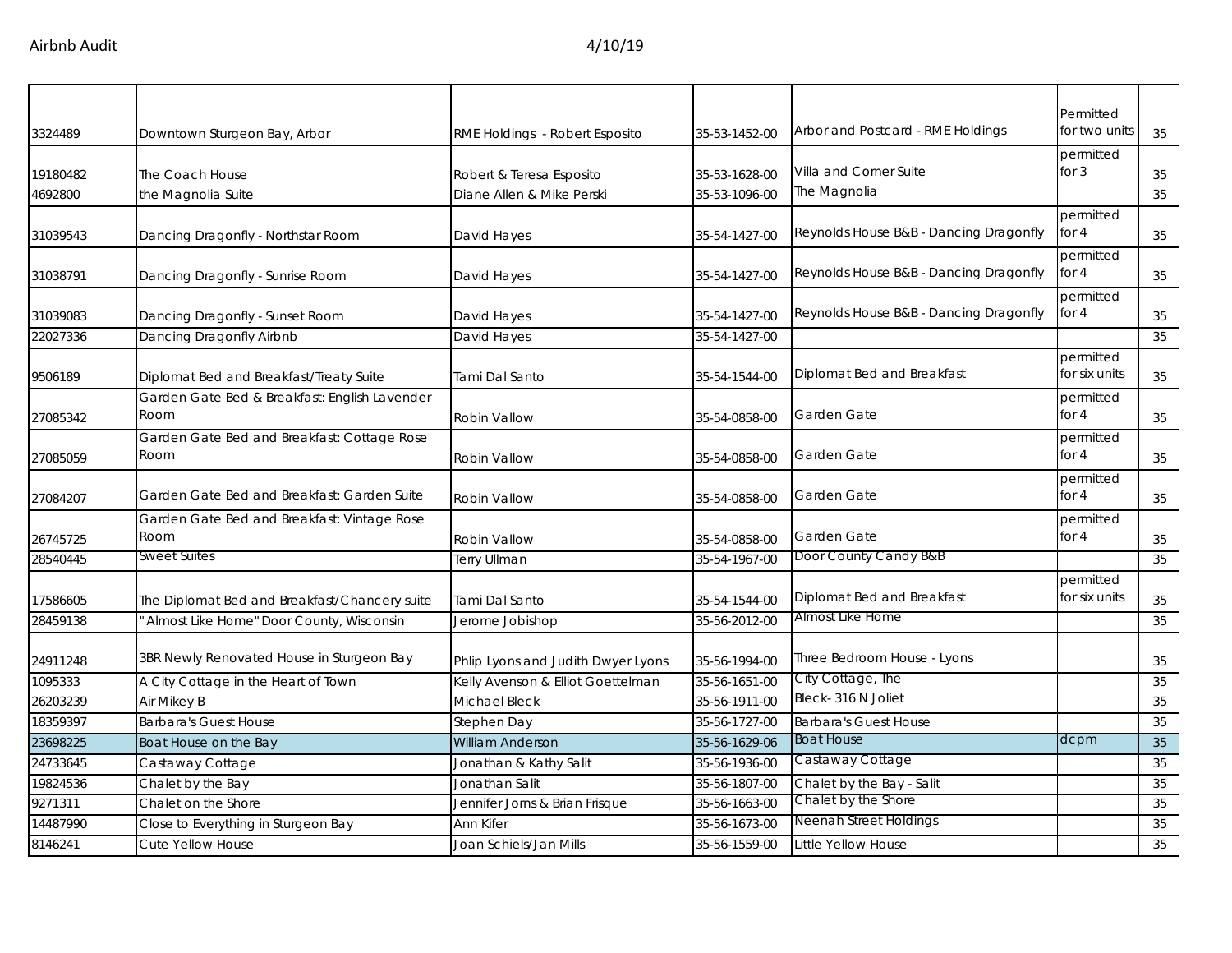| | | | | | | |
|---|---|---|---|---|---|---|
| 3324489 | Downtown Sturgeon Bay, Arbor | RME Holdings - Robert Esposito | 35-53-1452-00 | Arbor and Postcard - RME Holdings | Permitted for two units | 35 |
| 19180482 | The Coach House | Robert & Teresa Esposito | 35-53-1628-00 | Villa and Corner Suite | permitted for 3 | 35 |
| 4692800 | the Magnolia Suite | Diane Allen & Mike Perski | 35-53-1096-00 | The Magnolia | | 35 |
| 31039543 | Dancing Dragonfly - Northstar Room | David Hayes | 35-54-1427-00 | Reynolds House B&B - Dancing Dragonfly | permitted for 4 | 35 |
| 31038791 | Dancing Dragonfly - Sunrise Room | David Hayes | 35-54-1427-00 | Reynolds House B&B - Dancing Dragonfly | permitted for 4 | 35 |
| 31039083 | Dancing Dragonfly - Sunset Room | David Hayes | 35-54-1427-00 | Reynolds House B&B - Dancing Dragonfly | permitted for 4 | 35 |
| 22027336 | Dancing Dragonfly Airbnb | David Hayes | 35-54-1427-00 | | | 35 |
| 9506189 | Diplomat Bed and Breakfast/Treaty Suite | Tami Dal Santo | 35-54-1544-00 | Diplomat Bed and Breakfast | permitted for six units | 35 |
| 27085342 | Garden Gate Bed & Breakfast: English Lavender Room | Robin Vallow | 35-54-0858-00 | Garden Gate | permitted for 4 | 35 |
| 27085059 | Garden Gate Bed and Breakfast: Cottage Rose Room | Robin Vallow | 35-54-0858-00 | Garden Gate | permitted for 4 | 35 |
| 27084207 | Garden Gate Bed and Breakfast: Garden Suite | Robin Vallow | 35-54-0858-00 | Garden Gate | permitted for 4 | 35 |
| 26745725 | Garden Gate Bed and Breakfast: Vintage Rose Room | Robin Vallow | 35-54-0858-00 | Garden Gate | permitted for 4 | 35 |
| 28540445 | Sweet Suites | Terry Ullman | 35-54-1967-00 | Door County Candy B&B | | 35 |
| 17586605 | The Diplomat Bed and Breakfast/Chancery suite | Tami Dal Santo | 35-54-1544-00 | Diplomat Bed and Breakfast | permitted for six units | 35 |
| 28459138 | "Almost Like Home" Door County, Wisconsin | Jerome Jobishop | 35-56-2012-00 | Almost Like Home | | 35 |
| 24911248 | 3BR Newly Renovated House in Sturgeon Bay | Phlip Lyons and Judith Dwyer Lyons | 35-56-1994-00 | Three Bedroom House - Lyons | | 35 |
| 1095333 | A City Cottage in the Heart of Town | Kelly Avenson & Elliot Goettelman | 35-56-1651-00 | City Cottage, The | | 35 |
| 26203239 | Air Mikey B | Michael Bleck | 35-56-1911-00 | Bleck- 316 N Joliet | | 35 |
| 18359397 | Barbara's Guest House | Stephen Day | 35-56-1727-00 | Barbara's Guest House | | 35 |
| 23698225 | Boat House on the Bay | William Anderson | 35-56-1629-06 | Boat House | dcpm | 35 |
| 24733645 | Castaway Cottage | Jonathan & Kathy Salit | 35-56-1936-00 | Castaway Cottage | | 35 |
| 19824536 | Chalet by the Bay | Jonathan Salit | 35-56-1807-00 | Chalet by the Bay - Salit | | 35 |
| 9271311 | Chalet on the Shore | Jennifer Jorns & Brian Frisque | 35-56-1663-00 | Chalet by the Shore | | 35 |
| 14487990 | Close to Everything in Sturgeon Bay | Ann Kifer | 35-56-1673-00 | Neenah Street Holdings | | 35 |
| 8146241 | Cute Yellow House | Joan Schiels/Jan Mills | 35-56-1559-00 | Little Yellow House | | 35 |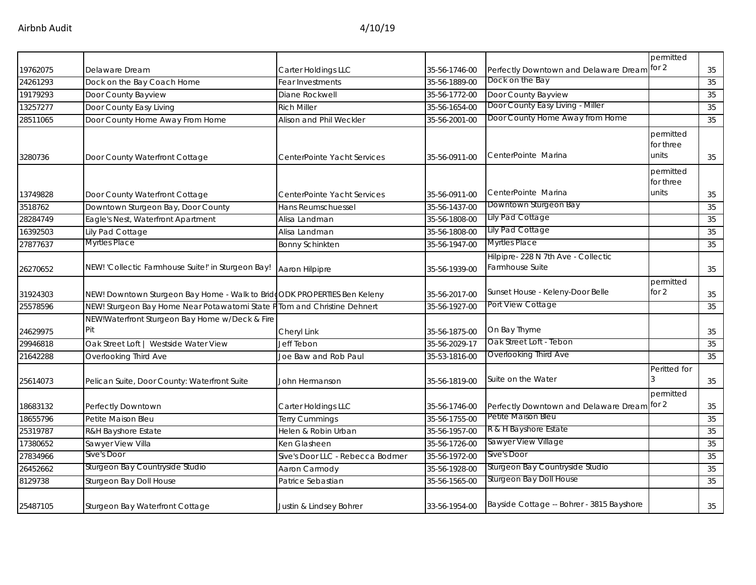| | | | | | | |
|---|---|---|---|---|---|---|
| 19762075 | Delaware Dream | Carter Holdings LLC | 35-56-1746-00 | Perfectly Downtown and Delaware Dream | permitted for 2 | 35 |
| 24261293 | Dock on the Bay Coach Home | Fear Investments | 35-56-1889-00 | Dock on the Bay | | 35 |
| 19179293 | Door County Bayview | Diane Rockwell | 35-56-1772-00 | Door County Bayview | | 35 |
| 13257277 | Door County Easy Living | Rich Miller | 35-56-1654-00 | Door County Easy Living - Miller | | 35 |
| 28511065 | Door County Home Away From Home | Alison and Phil Weckler | 35-56-2001-00 | Door County Home Away from Home | | 35 |
| 3280736 | Door County Waterfront Cottage | CenterPointe Yacht Services | 35-56-0911-00 | CenterPointe Marina | permitted for three units | 35 |
| 13749828 | Door County Waterfront Cottage | CenterPointe Yacht Services | 35-56-0911-00 | CenterPointe Marina | permitted for three units | 35 |
| 3518762 | Downtown Sturgeon Bay, Door County | Hans Reumschuessel | 35-56-1437-00 | Downtown Sturgeon Bay | | 35 |
| 28284749 | Eagle's Nest, Waterfront Apartment | Alisa Landman | 35-56-1808-00 | Lily Pad Cottage | | 35 |
| 16392503 | Lily Pad Cottage | Alisa Landman | 35-56-1808-00 | Lily Pad Cottage | | 35 |
| 27877637 | Myrtles Place | Bonny Schinkten | 35-56-1947-00 | Myrtles Place | | 35 |
| 26270652 | NEW! 'Collectic Farmhouse Suite!' in Sturgeon Bay! | Aaron Hilpipre | 35-56-1939-00 | Hilpipre- 228 N 7th Ave - Collectic Farmhouse Suite | | 35 |
| 31924303 | NEW! Downtown Sturgeon Bay Home - Walk to Brid | ODK PROPERTIES Ben Keleny | 35-56-2017-00 | Sunset House - Keleny-Door Belle | permitted for 2 | 35 |
| 25578596 | NEW! Sturgeon Bay Home Near Potawatomi State P | Tom and Christine Dehnert | 35-56-1927-00 | Port View Cottage | | 35 |
| 24629975 | NEW!Waterfront Sturgeon Bay Home w/Deck & Fire Pit | Cheryl Link | 35-56-1875-00 | On Bay Thyme | | 35 |
| 29946818 | Oak Street Loft \| Westside Water View | Jeff Tebon | 35-56-2029-17 | Oak Street Loft - Tebon | | 35 |
| 21642288 | Overlooking Third Ave | Joe Baw and Rob Paul | 35-53-1816-00 | Overlooking Third Ave | | 35 |
| 25614073 | Pelican Suite, Door County: Waterfront Suite | John Hermanson | 35-56-1819-00 | Suite on the Water | Peritted for 3 | 35 |
| 18683132 | Perfectly Downtown | Carter Holdings LLC | 35-56-1746-00 | Perfectly Downtown and Delaware Dream | permitted for 2 | 35 |
| 18655796 | Petite Maison Bleu | Terry Cummings | 35-56-1755-00 | Petite Maison Bleu | | 35 |
| 25319787 | R&H Bayshore Estate | Helen & Robin Urban | 35-56-1957-00 | R & H Bayshore Estate | | 35 |
| 17380652 | Sawyer View Villa | Ken Glasheen | 35-56-1726-00 | Sawyer View Village | | 35 |
| 27834966 | Sive's Door | Sive's Door LLC - Rebecca Bodmer | 35-56-1972-00 | Sive's Door | | 35 |
| 26452662 | Sturgeon Bay Countryside Studio | Aaron Carmody | 35-56-1928-00 | Sturgeon Bay Countryside Studio | | 35 |
| 8129738 | Sturgeon Bay Doll House | Patrice Sebastian | 35-56-1565-00 | Sturgeon Bay Doll House | | 35 |
| 25487105 | Sturgeon Bay Waterfront Cottage | Justin & Lindsey Bohrer | 33-56-1954-00 | Bayside Cottage -- Bohrer - 3815 Bayshore | | 35 |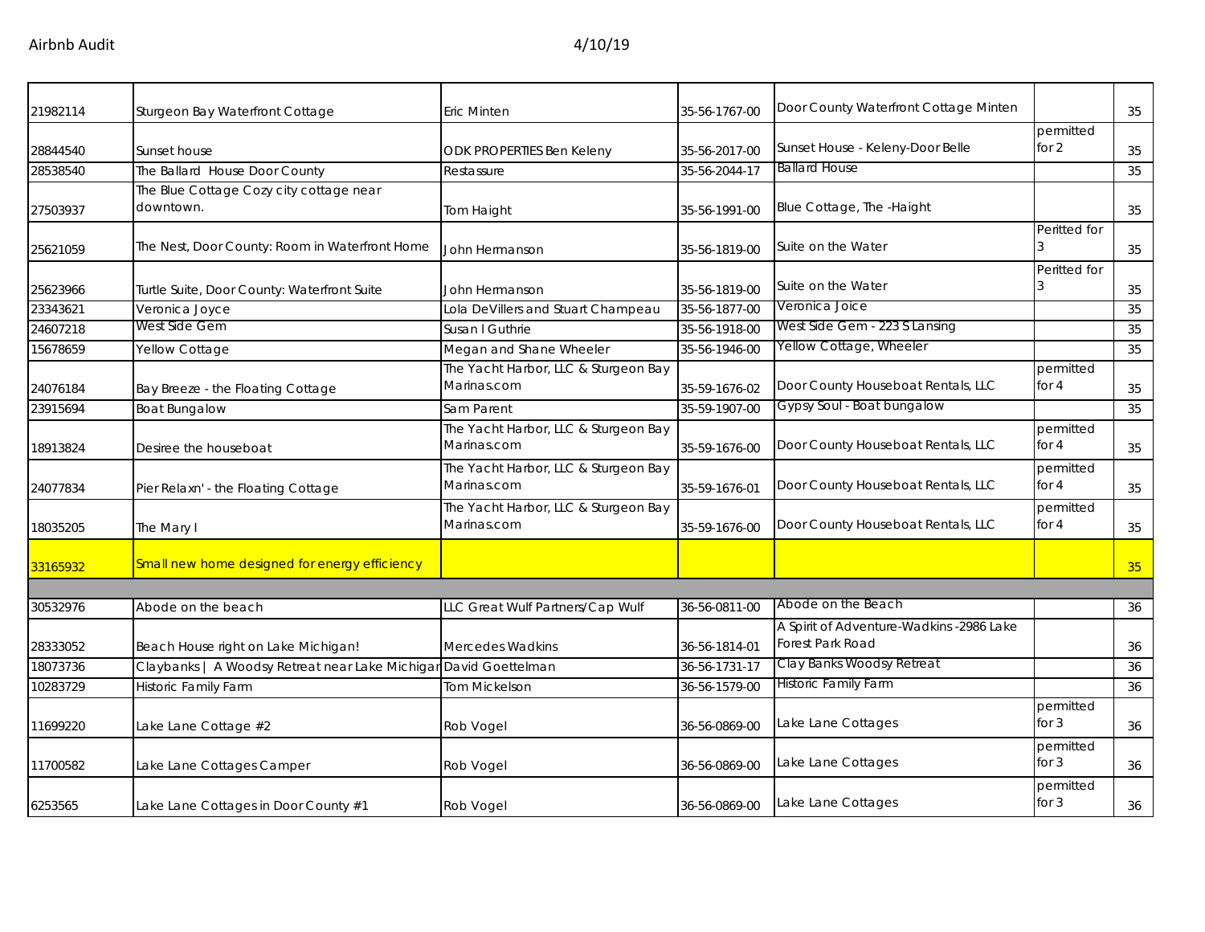| 21982114 | Sturgeon Bay Waterfront Cottage | Eric Minten | 35-56-1767-00 | Door County Waterfront Cottage Minten | | 35 |
|---|---|---|---|---|---|---|
| 28844540 | Sunset house | ODK PROPERTIES Ben Keleny | 35-56-2017-00 | Sunset House - Keleny-Door Belle | permitted for 2 | 35 |
| 28538540 | The Ballard House Door County | Restassure | 35-56-2044-17 | Ballard House | | 35 |
| 27503937 | The Blue Cottage Cozy city cottage near downtown. | Tom Haight | 35-56-1991-00 | Blue Cottage, The -Haight | | 35 |
| 25621059 | The Nest, Door County: Room in Waterfront Home | John Hermanson | 35-56-1819-00 | Suite on the Water | Peritted for 3 | 35 |
| 25623966 | Turtle Suite, Door County: Waterfront Suite | John Hermanson | 35-56-1819-00 | Suite on the Water | Peritted for 3 | 35 |
| 23343621 | Veronica Joyce | Lola DeVillers and Stuart Champeau | 35-56-1877-00 | Veronica Joice | | 35 |
| 24607218 | West Side Gem | Susan I Guthrie | 35-56-1918-00 | West Side Gem - 223 S Lansing | | 35 |
| 15678659 | Yellow Cottage | Megan and Shane Wheeler | 35-56-1946-00 | Yellow Cottage, Wheeler | | 35 |
| 24076184 | Bay Breeze - the Floating Cottage | The Yacht Harbor, LLC & Sturgeon Bay Marinas.com | 35-59-1676-02 | Door County Houseboat Rentals, LLC | permitted for 4 | 35 |
| 23915694 | Boat Bungalow | Sam Parent | 35-59-1907-00 | Gypsy Soul - Boat bungalow | | 35 |
| 18913824 | Desiree the houseboat | The Yacht Harbor, LLC & Sturgeon Bay Marinas.com | 35-59-1676-00 | Door County Houseboat Rentals, LLC | permitted for 4 | 35 |
| 24077834 | Pier Relaxn' - the Floating Cottage | The Yacht Harbor, LLC & Sturgeon Bay Marinas.com | 35-59-1676-01 | Door County Houseboat Rentals, LLC | permitted for 4 | 35 |
| 18035205 | The Mary I | The Yacht Harbor, LLC & Sturgeon Bay Marinas.com | 35-59-1676-00 | Door County Houseboat Rentals, LLC | permitted for 4 | 35 |
| 33165932 | Small new home designed for energy efficiency | | | | | 35 |
| | | | | | | |
| 30532976 | Abode on the beach | LLC Great Wulf Partners/Cap Wulf | 36-56-0811-00 | Abode on the Beach | | 36 |
| 28333052 | Beach House right on Lake Michigan! | Mercedes Wadkins | 36-56-1814-01 | A Spirit of Adventure-Wadkins -2986 Lake Forest Park Road | | 36 |
| 18073736 | Claybanks \| A Woodsy Retreat near Lake Michigan | David Goettelman | 36-56-1731-17 | Clay Banks Woodsy Retreat | | 36 |
| 10283729 | Historic Family Farm | Tom Mickelson | 36-56-1579-00 | Historic Family Farm | | 36 |
| 11699220 | Lake Lane Cottage #2 | Rob Vogel | 36-56-0869-00 | Lake Lane Cottages | permitted for 3 | 36 |
| 11700582 | Lake Lane Cottages Camper | Rob Vogel | 36-56-0869-00 | Lake Lane Cottages | permitted for 3 | 36 |
| 6253565 | Lake Lane Cottages in Door County #1 | Rob Vogel | 36-56-0869-00 | Lake Lane Cottages | permitted for 3 | 36 |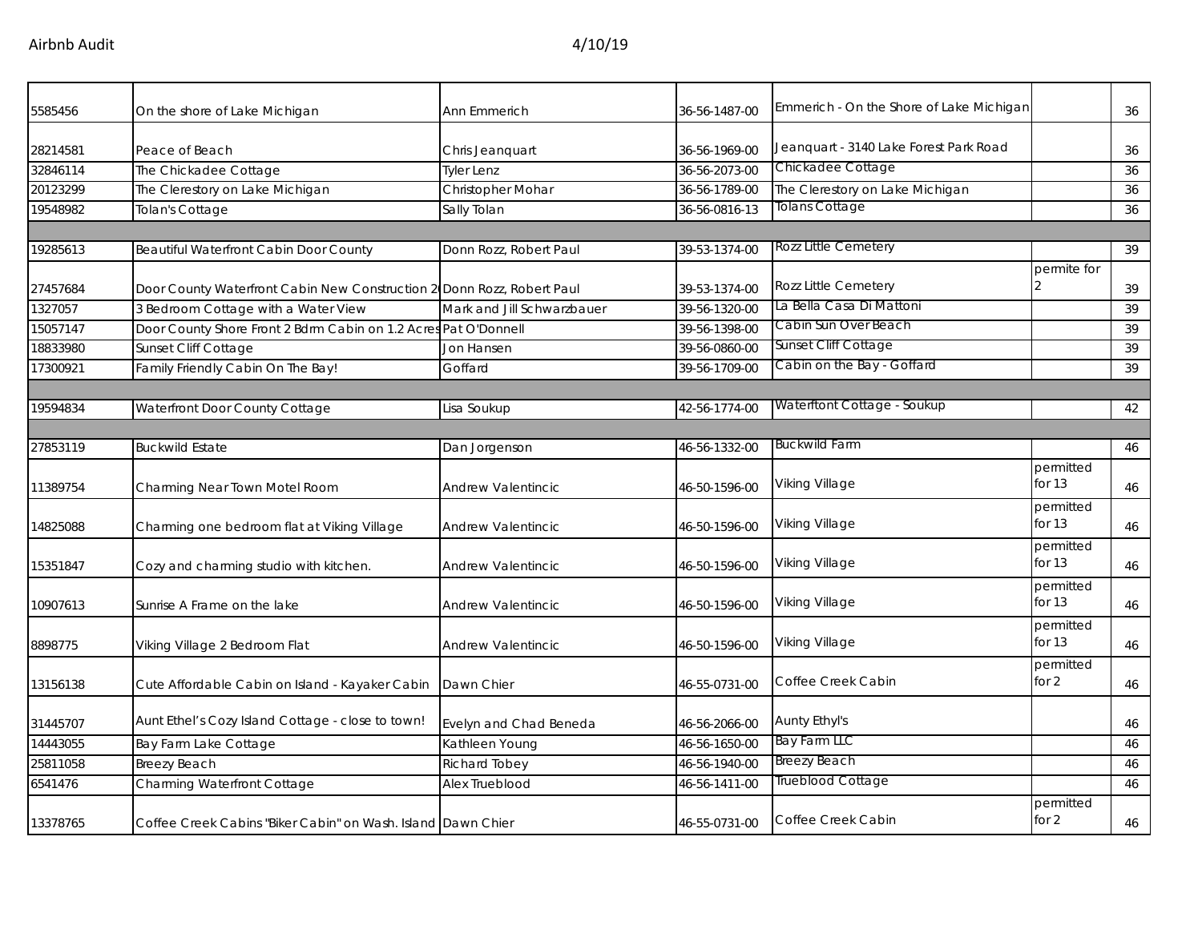| | | | | | | |
|---|---|---|---|---|---|---|
| 5585456 | On the shore of Lake Michigan | Ann Emmerich | 36-56-1487-00 | Emmerich - On the Shore of Lake Michigan | | 36 |
| 28214581 | Peace of Beach | Chris Jeanquart | 36-56-1969-00 | Jeanquart - 3140 Lake Forest Park Road | | 36 |
| 32846114 | The Chickadee Cottage | Tyler Lenz | 36-56-2073-00 | Chickadee Cottage | | 36 |
| 20123299 | The Clerestory on Lake Michigan | Christopher Mohar | 36-56-1789-00 | The Clerestory on Lake Michigan | | 36 |
| 19548982 | Tolan's Cottage | Sally Tolan | 36-56-0816-13 | Tolans Cottage | | 36 |
| | | | | | | |
| 19285613 | Beautiful Waterfront Cabin Door County | Donn Rozz, Robert Paul | 39-53-1374-00 | Rozz Little Cemetery | | 39 |
| 27457684 | Door County Waterfront Cabin New Construction 2(Donn Rozz, Robert Paul | | 39-53-1374-00 | Rozz Little Cemetery | permite for 2 | 39 |
| 1327057 | 3 Bedroom Cottage with a Water View | Mark and Jill Schwarzbauer | 39-56-1320-00 | La Bella Casa Di Mattoni | | 39 |
| 15057147 | Door County Shore Front 2 Bdrm Cabin on 1.2 Acres | Pat O'Donnell | 39-56-1398-00 | Cabin Sun Over Beach | | 39 |
| 18833980 | Sunset Cliff Cottage | Jon Hansen | 39-56-0860-00 | Sunset Cliff Cottage | | 39 |
| 17300921 | Family Friendly Cabin On The Bay! | Goffard | 39-56-1709-00 | Cabin on the Bay - Goffard | | 39 |
| | | | | | | |
| 19594834 | Waterfront Door County Cottage | Lisa Soukup | 42-56-1774-00 | Waterftont Cottage - Soukup | | 42 |
| | | | | | | |
| 27853119 | Buckwild Estate | Dan Jorgenson | 46-56-1332-00 | Buckwild Farm | | 46 |
| 11389754 | Charming Near Town Motel Room | Andrew Valentincic | 46-50-1596-00 | Viking Village | permitted for 13 | 46 |
| 14825088 | Charming one bedroom flat at Viking Village | Andrew Valentincic | 46-50-1596-00 | Viking Village | permitted for 13 | 46 |
| 15351847 | Cozy and charming studio with kitchen. | Andrew Valentincic | 46-50-1596-00 | Viking Village | permitted for 13 | 46 |
| 10907613 | Sunrise A Frame on the lake | Andrew Valentincic | 46-50-1596-00 | Viking Village | permitted for 13 | 46 |
| 8898775 | Viking Village 2 Bedroom Flat | Andrew Valentincic | 46-50-1596-00 | Viking Village | permitted for 13 | 46 |
| 13156138 | Cute Affordable Cabin on Island - Kayaker Cabin | Dawn Chier | 46-55-0731-00 | Coffee Creek Cabin | permitted for 2 | 46 |
| 31445707 | Aunt Ethel's Cozy Island Cottage - close to town! | Evelyn and Chad Beneda | 46-56-2066-00 | Aunty Ethyl's | | 46 |
| 14443055 | Bay Farm Lake Cottage | Kathleen Young | 46-56-1650-00 | Bay Farm LLC | | 46 |
| 25811058 | Breezy Beach | Richard Tobey | 46-56-1940-00 | Breezy Beach | | 46 |
| 6541476 | Charming Waterfront Cottage | Alex Trueblood | 46-56-1411-00 | Trueblood Cottage | | 46 |
| 13378765 | Coffee Creek Cabins "Biker Cabin" on Wash. Island | Dawn Chier | 46-55-0731-00 | Coffee Creek Cabin | permitted for 2 | 46 |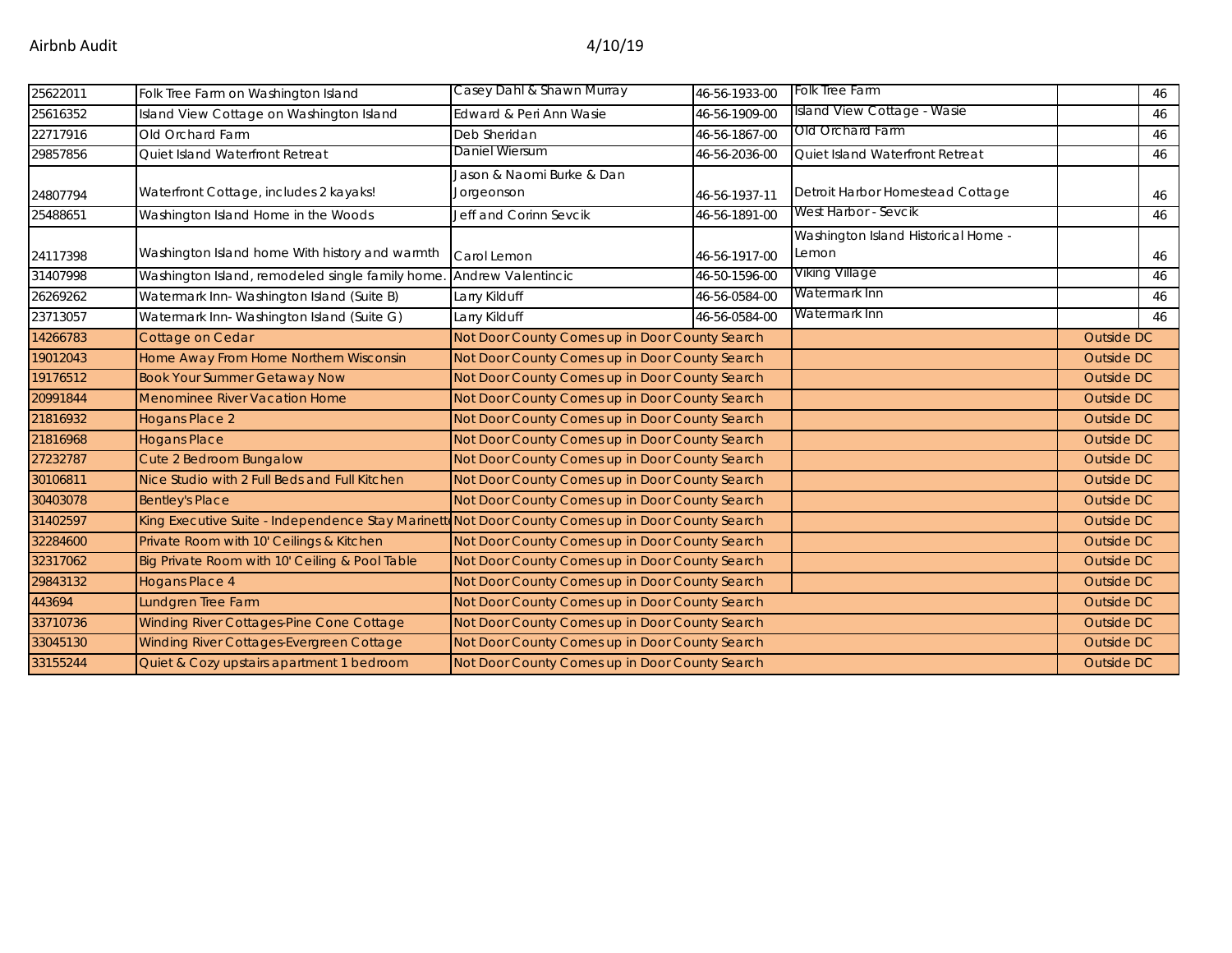Airbnb Audit 4/10/19

| | | | | | | |
|---|---|---|---|---|---|---|
| 25622011 | Folk Tree Farm on Washington Island | Casey Dahl & Shawn Murray | 46-56-1933-00 | Folk Tree Farm | | 46 |
| 25616352 | Island View Cottage on Washington Island | Edward & Peri Ann Wasie | 46-56-1909-00 | Island View Cottage - Wasie | | 46 |
| 22717916 | Old Orchard Farm | Deb Sheridan | 46-56-1867-00 | Old Orchard Farm | | 46 |
| 29857856 | Quiet Island Waterfront Retreat | Daniel Wiersum | 46-56-2036-00 | Quiet Island Waterfront Retreat | | 46 |
| 24807794 | Waterfront Cottage, includes 2 kayaks! | Jason & Naomi Burke & Dan Jorgeonson | 46-56-1937-11 | Detroit Harbor Homestead Cottage | | 46 |
| 25488651 | Washington Island Home in the Woods | Jeff and Corinn Sevcik | 46-56-1891-00 | West Harbor - Sevcik | | 46 |
| 24117398 | Washington Island home With history and warmth | Carol Lemon | 46-56-1917-00 | Washington Island Historical Home - Lemon | | 46 |
| 31407998 | Washington Island, remodeled single family home. | Andrew Valentincic | 46-50-1596-00 | Viking Village | | 46 |
| 26269262 | Watermark Inn- Washington Island (Suite B) | Larry Kilduff | 46-56-0584-00 | Watermark Inn | | 46 |
| 23713057 | Watermark Inn- Washington Island (Suite G) | Larry Kilduff | 46-56-0584-00 | Watermark Inn | | 46 |
| 14266783 | Cottage on Cedar | Not Door County Comes up in Door County Search | | | Outside DC | |
| 19012043 | Home Away From Home Northern Wisconsin | Not Door County Comes up in Door County Search | | | Outside DC | |
| 19176512 | Book Your Summer Getaway Now | Not Door County Comes up in Door County Search | | | Outside DC | |
| 20991844 | Menominee River Vacation Home | Not Door County Comes up in Door County Search | | | Outside DC | |
| 21816932 | Hogans Place 2 | Not Door County Comes up in Door County Search | | | Outside DC | |
| 21816968 | Hogans Place | Not Door County Comes up in Door County Search | | | Outside DC | |
| 27232787 | Cute 2 Bedroom Bungalow | Not Door County Comes up in Door County Search | | | Outside DC | |
| 30106811 | Nice Studio with 2 Full Beds and Full Kitchen | Not Door County Comes up in Door County Search | | | Outside DC | |
| 30403078 | Bentley's Place | Not Door County Comes up in Door County Search | | | Outside DC | |
| 31402597 | King Executive Suite - Independence Stay Marinette | Not Door County Comes up in Door County Search | | | Outside DC | |
| 32284600 | Private Room with 10' Ceilings & Kitchen | Not Door County Comes up in Door County Search | | | Outside DC | |
| 32317062 | Big Private Room with 10' Ceiling & Pool Table | Not Door County Comes up in Door County Search | | | Outside DC | |
| 29843132 | Hogans Place 4 | Not Door County Comes up in Door County Search | | | Outside DC | |
| 443694 | Lundgren Tree Farm | Not Door County Comes up in Door County Search | | | Outside DC | |
| 33710736 | Winding River Cottages-Pine Cone Cottage | Not Door County Comes up in Door County Search | | | Outside DC | |
| 33045130 | Winding River Cottages-Evergreen Cottage | Not Door County Comes up in Door County Search | | | Outside DC | |
| 33155244 | Quiet & Cozy upstairs apartment 1 bedroom | Not Door County Comes up in Door County Search | | | Outside DC | |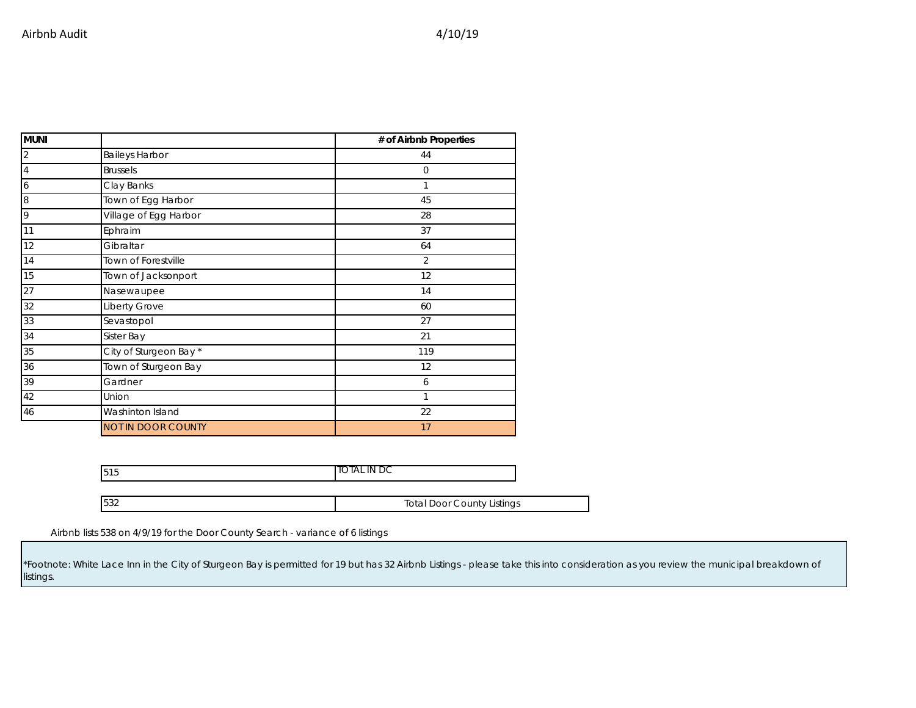Airbnb Audit 4/10/19

| MUNI | | # of Airbnb Properties |
|---|---|---|
| 2 | Baileys Harbor | 44 |
| 4 | Brussels | 0 |
| 6 | Clay Banks | 1 |
| 8 | Town of Egg Harbor | 45 |
| 9 | Village of Egg Harbor | 28 |
| 11 | Ephraim | 37 |
| 12 | Gibraltar | 64 |
| 14 | Town of Forestville | 2 |
| 15 | Town of Jacksonport | 12 |
| 27 | Nasewaupee | 14 |
| 32 | Liberty Grove | 60 |
| 33 | Sevastopol | 27 |
| 34 | Sister Bay | 21 |
| 35 | City of Sturgeon Bay * | 119 |
| 36 | Town of Sturgeon Bay | 12 |
| 39 | Gardner | 6 |
| 42 | Union | 1 |
| 46 | Washinton Island | 22 |
| | NOT IN DOOR COUNTY | 17 |

| | |
|---|---|
| 515 | TOTAL IN DC |

| | |
|---|---|
| 532 | Total Door County Listings |

Airbnb lists 538 on 4/9/19 for the Door County Search - variance of 6 listings

*Footnote: White Lace Inn in the City of Sturgeon Bay is permitted for 19 but has 32 Airbnb Listings - please take this into consideration as you review the municipal breakdown of listings.